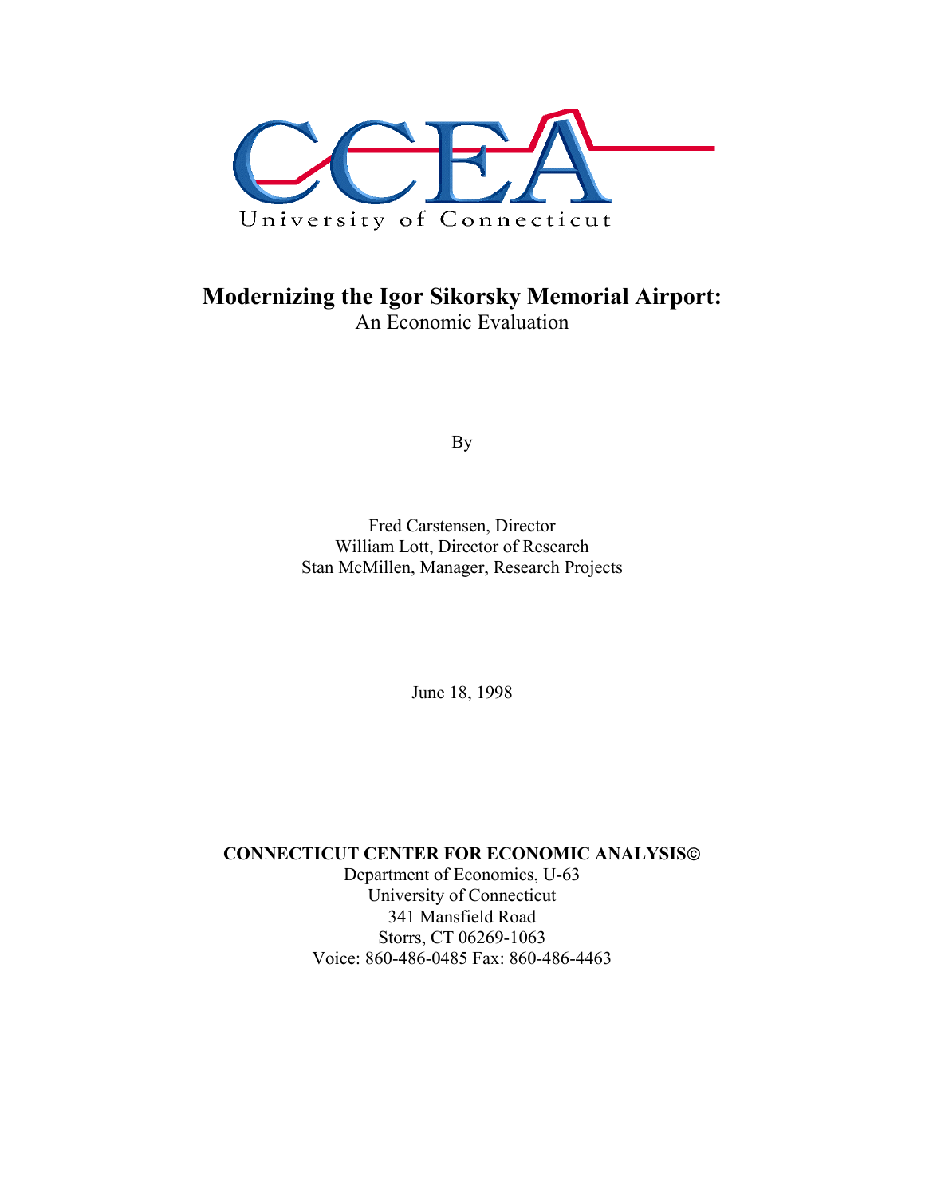CCEA

University of Connecticut

# Modernizing the Igor Sikorsky Memorial Airport:

An Economic Evaluation

By

Fred Carstensen, Director
William Lott, Director of Research
Stan McMillen, Manager, Research Projects

June 18, 1998

**CONNECTICUT CENTER FOR ECONOMIC ANALYSIS©**
Department of Economics, U-63
University of Connecticut
341 Mansfield Road
Storrs, CT 06269-1063
Voice: 860-486-0485 Fax: 860-486-4463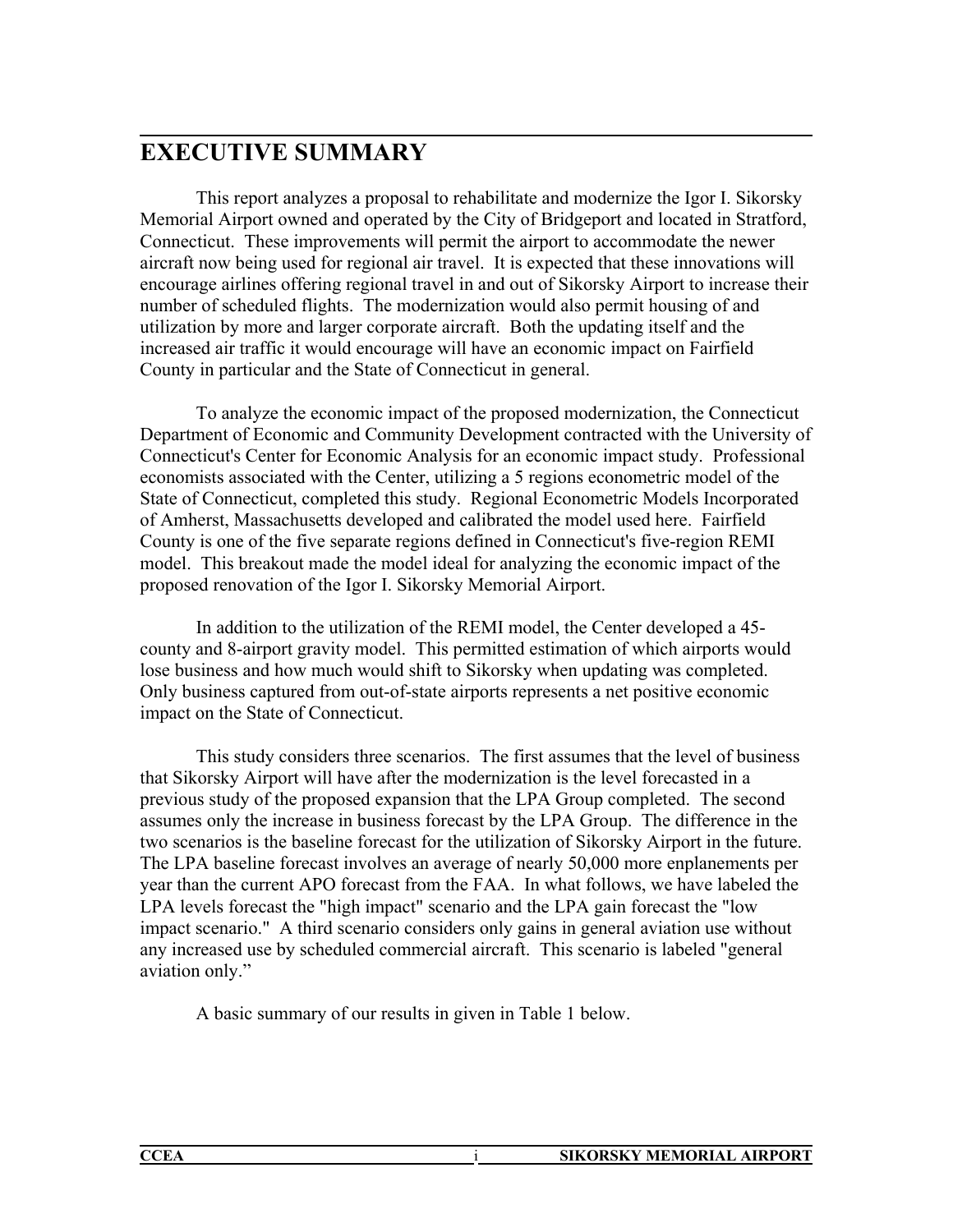# EXECUTIVE SUMMARY

This report analyzes a proposal to rehabilitate and modernize the Igor I. Sikorsky Memorial Airport owned and operated by the City of Bridgeport and located in Stratford, Connecticut. These improvements will permit the airport to accommodate the newer aircraft now being used for regional air travel. It is expected that these innovations will encourage airlines offering regional travel in and out of Sikorsky Airport to increase their number of scheduled flights. The modernization would also permit housing of and utilization by more and larger corporate aircraft. Both the updating itself and the increased air traffic it would encourage will have an economic impact on Fairfield County in particular and the State of Connecticut in general.

To analyze the economic impact of the proposed modernization, the Connecticut Department of Economic and Community Development contracted with the University of Connecticut's Center for Economic Analysis for an economic impact study. Professional economists associated with the Center, utilizing a 5 regions econometric model of the State of Connecticut, completed this study. Regional Econometric Models Incorporated of Amherst, Massachusetts developed and calibrated the model used here. Fairfield County is one of the five separate regions defined in Connecticut's five-region REMI model. This breakout made the model ideal for analyzing the economic impact of the proposed renovation of the Igor I. Sikorsky Memorial Airport.

In addition to the utilization of the REMI model, the Center developed a 45-county and 8-airport gravity model. This permitted estimation of which airports would lose business and how much would shift to Sikorsky when updating was completed. Only business captured from out-of-state airports represents a net positive economic impact on the State of Connecticut.

This study considers three scenarios. The first assumes that the level of business that Sikorsky Airport will have after the modernization is the level forecasted in a previous study of the proposed expansion that the LPA Group completed. The second assumes only the increase in business forecast by the LPA Group. The difference in the two scenarios is the baseline forecast for the utilization of Sikorsky Airport in the future. The LPA baseline forecast involves an average of nearly 50,000 more enplanements per year than the current APO forecast from the FAA. In what follows, we have labeled the LPA levels forecast the "high impact" scenario and the LPA gain forecast the "low impact scenario." A third scenario considers only gains in general aviation use without any increased use by scheduled commercial aircraft. This scenario is labeled "general aviation only."

A basic summary of our results in given in Table 1 below.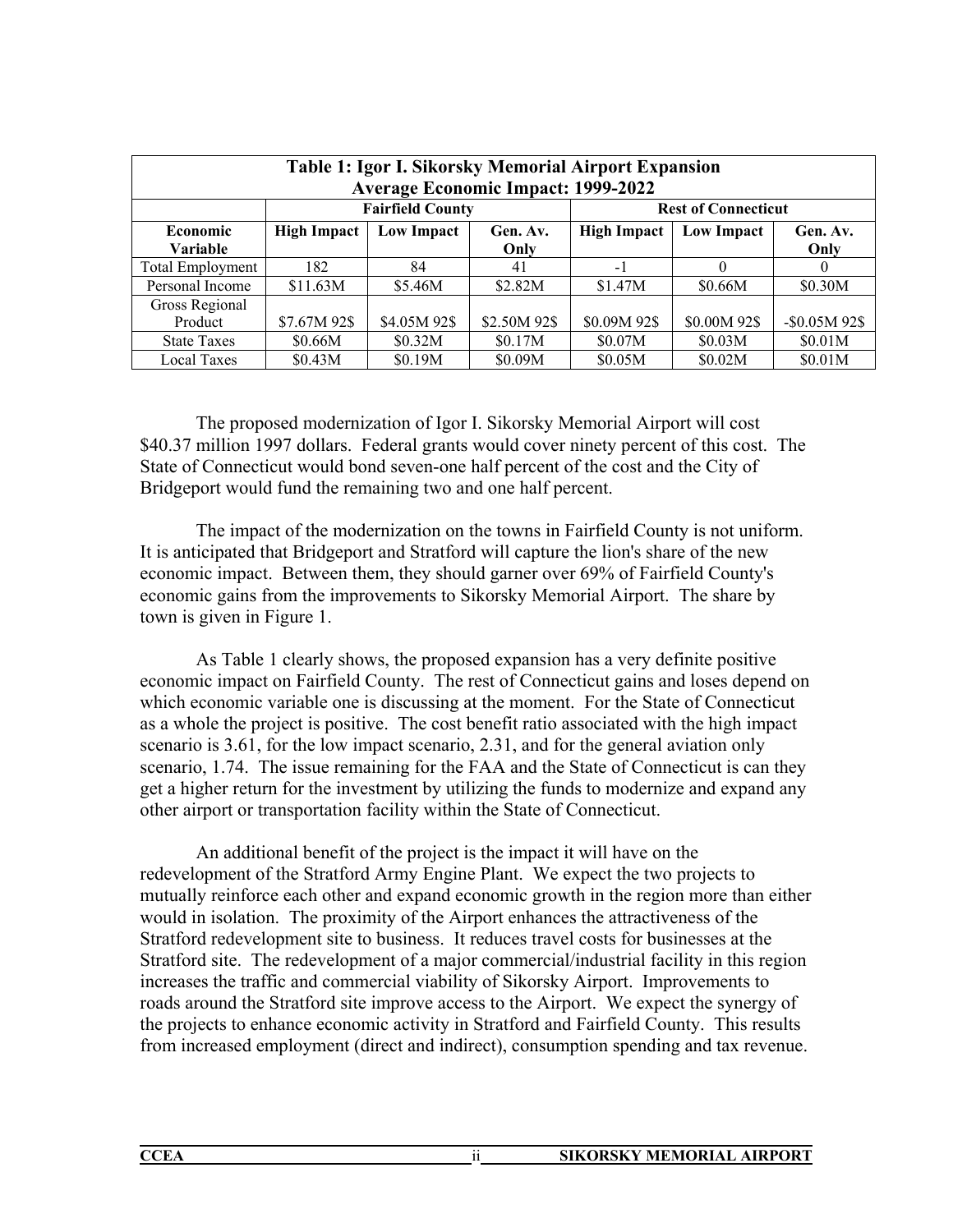| Table 1: Igor I. Sikorsky Memorial Airport Expansion Average Economic Impact: 1999-2022 | | | | | | |
|---|---|---|---|---|---|---|
| | **Fairfield County** | | | **Rest of Connecticut** | | |
| **Economic Variable** | **High Impact** | **Low Impact** | **Gen. Av. Only** | **High Impact** | **Low Impact** | **Gen. Av. Only** |
| Total Employment | 182 | 84 | 41 | -1 | 0 | 0 |
| Personal Income | $11.63M | $5.46M | $2.82M | $1.47M | $0.66M | $0.30M |
| Gross Regional Product | $7.67M 92$ | $4.05M 92$ | $2.50M 92$ | $0.09M 92$ | $0.00M 92$ | -$0.05M 92$ |
| State Taxes | $0.66M | $0.32M | $0.17M | $0.07M | $0.03M | $0.01M |
| Local Taxes | $0.43M | $0.19M | $0.09M | $0.05M | $0.02M | $0.01M |

The proposed modernization of Igor I. Sikorsky Memorial Airport will cost $40.37 million 1997 dollars. Federal grants would cover ninety percent of this cost. The State of Connecticut would bond seven-one half percent of the cost and the City of Bridgeport would fund the remaining two and one half percent.

The impact of the modernization on the towns in Fairfield County is not uniform. It is anticipated that Bridgeport and Stratford will capture the lion's share of the new economic impact. Between them, they should garner over 69% of Fairfield County's economic gains from the improvements to Sikorsky Memorial Airport. The share by town is given in Figure 1.

As Table 1 clearly shows, the proposed expansion has a very definite positive economic impact on Fairfield County. The rest of Connecticut gains and loses depend on which economic variable one is discussing at the moment. For the State of Connecticut as a whole the project is positive. The cost benefit ratio associated with the high impact scenario is 3.61, for the low impact scenario, 2.31, and for the general aviation only scenario, 1.74. The issue remaining for the FAA and the State of Connecticut is can they get a higher return for the investment by utilizing the funds to modernize and expand any other airport or transportation facility within the State of Connecticut.

An additional benefit of the project is the impact it will have on the redevelopment of the Stratford Army Engine Plant. We expect the two projects to mutually reinforce each other and expand economic growth in the region more than either would in isolation. The proximity of the Airport enhances the attractiveness of the Stratford redevelopment site to business. It reduces travel costs for businesses at the Stratford site. The redevelopment of a major commercial/industrial facility in this region increases the traffic and commercial viability of Sikorsky Airport. Improvements to roads around the Stratford site improve access to the Airport. We expect the synergy of the projects to enhance economic activity in Stratford and Fairfield County. This results from increased employment (direct and indirect), consumption spending and tax revenue.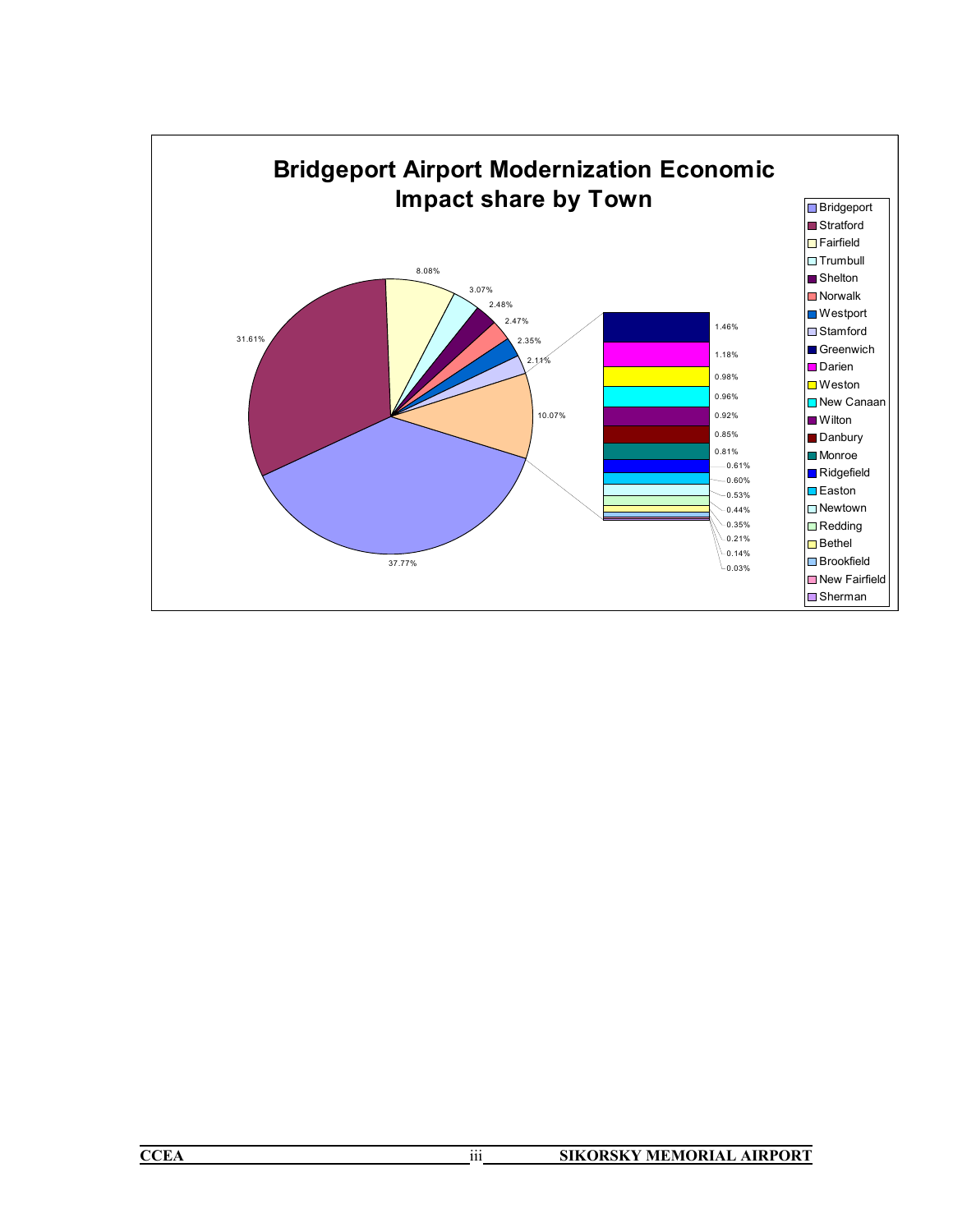## Bridgeport Airport Modernization Economic Impact share by Town

| Town | Share |
|---|---|
| Bridgeport | 37.77% |
| Stratford | 31.61% |
| Fairfield | 8.08% |
| Trumbull | 3.07% |
| Shelton | 2.48% |
| Norwalk | 2.47% |
| Westport | 2.35% |
| Stamford | 2.11% |
| Greenwich | 1.46% |
| Darien | 1.18% |
| Weston | 0.98% |
| New Canaan | 0.96% |
| Wilton | 0.92% |
| Danbury | 0.85% |
| Monroe | 0.81% |
| Ridgefield | 0.61% |
| Easton | 0.60% |
| Newtown | 0.53% |
| Redding | 0.44% |
| Bethel | 0.35% |
| Brookfield | 0.21% |
| New Fairfield | 0.14% |
| Sherman | 0.03% |

Note: In the pie chart, Greenwich through Sherman are grouped into a single 10.07% slice.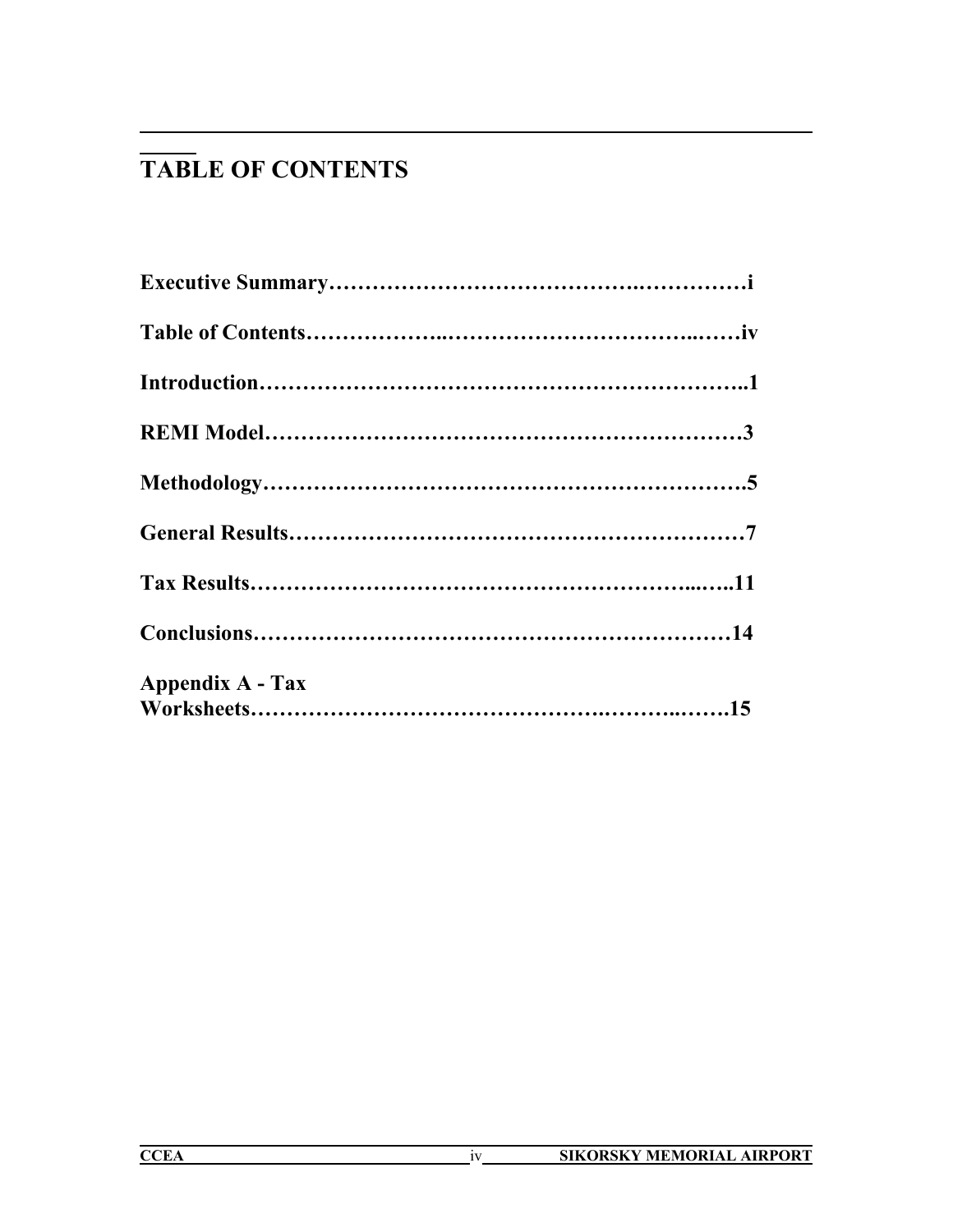# TABLE OF CONTENTS

**Executive Summary……………………………………….……………i**

**Table of Contents………………..…………………………...……iv**

**Introduction………………………………………………………..1**

**REMI Model………………………………………………………3**

**Methodology……………………………………………………….5**

**General Results……………………………………………………7**

**Tax Results……………………………………………….....…..11**

**Conclusions………………………………………………………14**

**Appendix A - Tax Worksheets……………………………….………..…….15**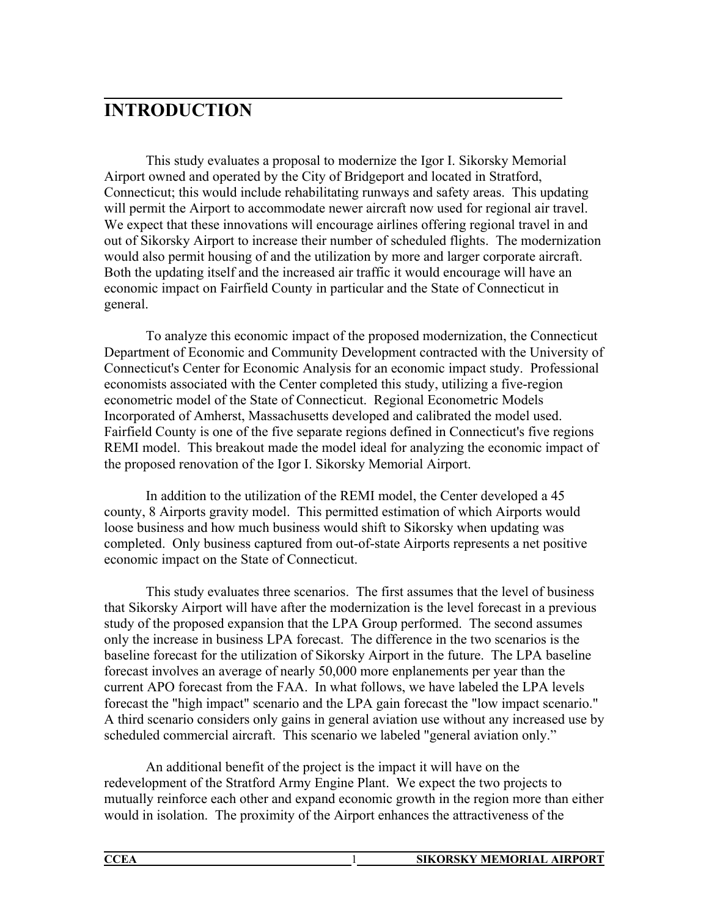# INTRODUCTION

This study evaluates a proposal to modernize the Igor I. Sikorsky Memorial Airport owned and operated by the City of Bridgeport and located in Stratford, Connecticut; this would include rehabilitating runways and safety areas. This updating will permit the Airport to accommodate newer aircraft now used for regional air travel. We expect that these innovations will encourage airlines offering regional travel in and out of Sikorsky Airport to increase their number of scheduled flights. The modernization would also permit housing of and the utilization by more and larger corporate aircraft. Both the updating itself and the increased air traffic it would encourage will have an economic impact on Fairfield County in particular and the State of Connecticut in general.

To analyze this economic impact of the proposed modernization, the Connecticut Department of Economic and Community Development contracted with the University of Connecticut's Center for Economic Analysis for an economic impact study. Professional economists associated with the Center completed this study, utilizing a five-region econometric model of the State of Connecticut. Regional Econometric Models Incorporated of Amherst, Massachusetts developed and calibrated the model used. Fairfield County is one of the five separate regions defined in Connecticut's five regions REMI model. This breakout made the model ideal for analyzing the economic impact of the proposed renovation of the Igor I. Sikorsky Memorial Airport.

In addition to the utilization of the REMI model, the Center developed a 45 county, 8 Airports gravity model. This permitted estimation of which Airports would loose business and how much business would shift to Sikorsky when updating was completed. Only business captured from out-of-state Airports represents a net positive economic impact on the State of Connecticut.

This study evaluates three scenarios. The first assumes that the level of business that Sikorsky Airport will have after the modernization is the level forecast in a previous study of the proposed expansion that the LPA Group performed. The second assumes only the increase in business LPA forecast. The difference in the two scenarios is the baseline forecast for the utilization of Sikorsky Airport in the future. The LPA baseline forecast involves an average of nearly 50,000 more enplanements per year than the current APO forecast from the FAA. In what follows, we have labeled the LPA levels forecast the "high impact" scenario and the LPA gain forecast the "low impact scenario." A third scenario considers only gains in general aviation use without any increased use by scheduled commercial aircraft. This scenario we labeled "general aviation only."

An additional benefit of the project is the impact it will have on the redevelopment of the Stratford Army Engine Plant. We expect the two projects to mutually reinforce each other and expand economic growth in the region more than either would in isolation. The proximity of the Airport enhances the attractiveness of the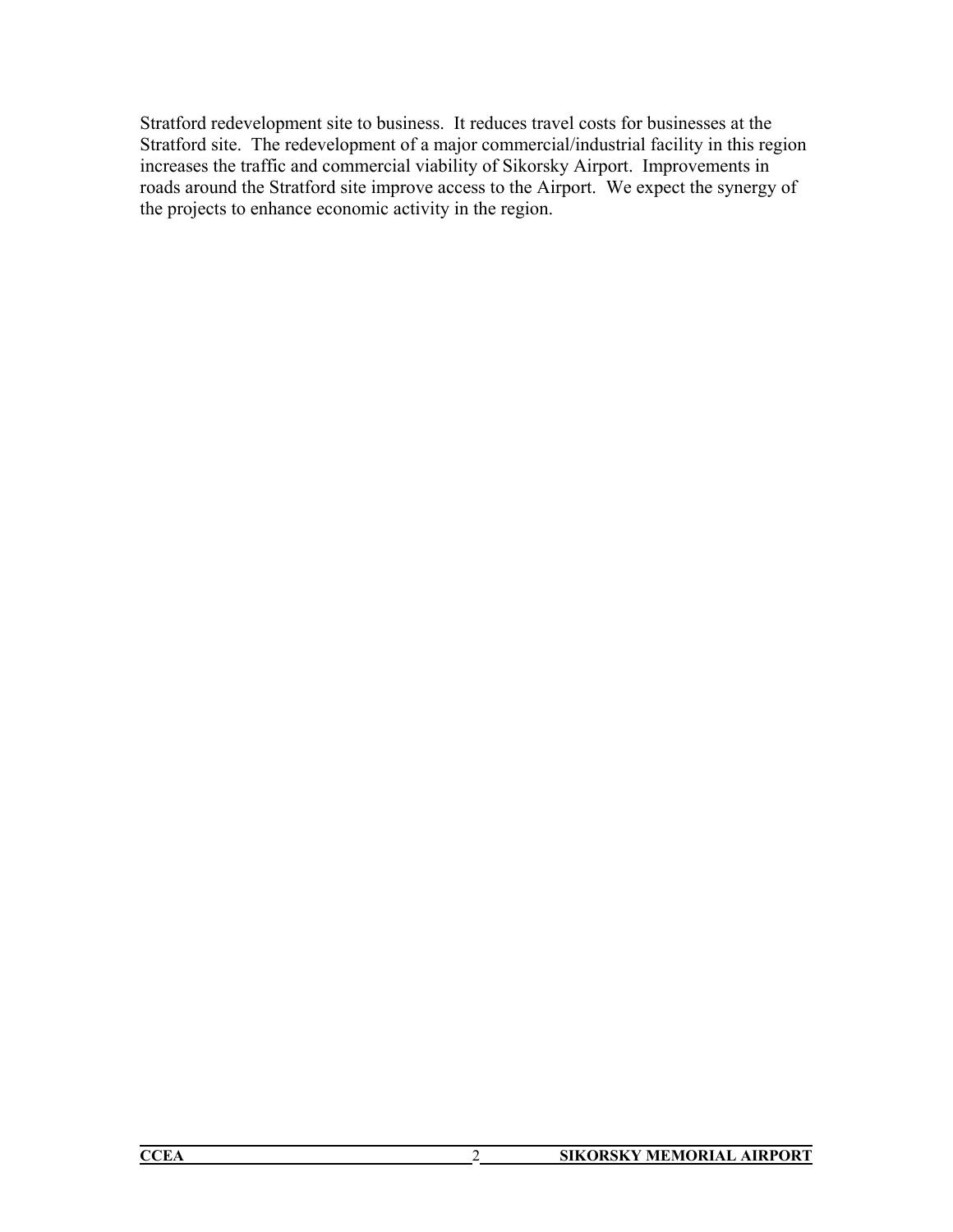Stratford redevelopment site to business. It reduces travel costs for businesses at the Stratford site. The redevelopment of a major commercial/industrial facility in this region increases the traffic and commercial viability of Sikorsky Airport. Improvements in roads around the Stratford site improve access to the Airport. We expect the synergy of the projects to enhance economic activity in the region.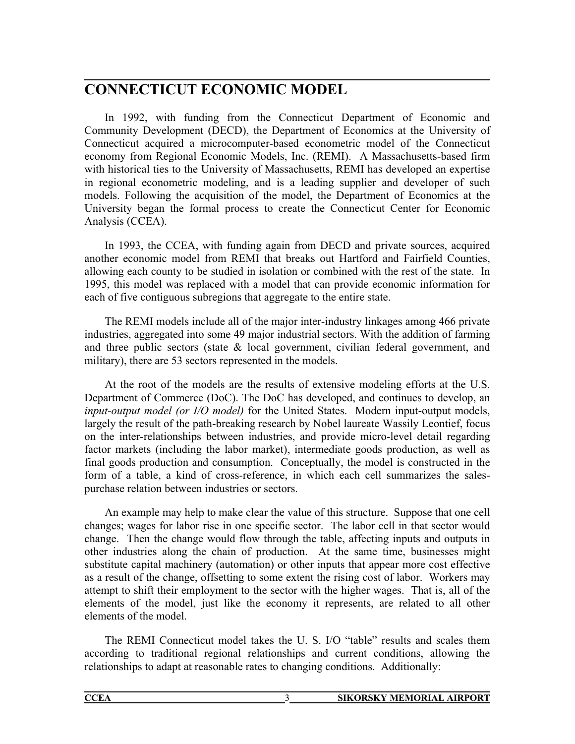# CONNECTICUT ECONOMIC MODEL

In 1992, with funding from the Connecticut Department of Economic and Community Development (DECD), the Department of Economics at the University of Connecticut acquired a microcomputer-based econometric model of the Connecticut economy from Regional Economic Models, Inc. (REMI). A Massachusetts-based firm with historical ties to the University of Massachusetts, REMI has developed an expertise in regional econometric modeling, and is a leading supplier and developer of such models. Following the acquisition of the model, the Department of Economics at the University began the formal process to create the Connecticut Center for Economic Analysis (CCEA).

In 1993, the CCEA, with funding again from DECD and private sources, acquired another economic model from REMI that breaks out Hartford and Fairfield Counties, allowing each county to be studied in isolation or combined with the rest of the state. In 1995, this model was replaced with a model that can provide economic information for each of five contiguous subregions that aggregate to the entire state.

The REMI models include all of the major inter-industry linkages among 466 private industries, aggregated into some 49 major industrial sectors. With the addition of farming and three public sectors (state & local government, civilian federal government, and military), there are 53 sectors represented in the models.

At the root of the models are the results of extensive modeling efforts at the U.S. Department of Commerce (DoC). The DoC has developed, and continues to develop, an *input-output model (or I/O model)* for the United States. Modern input-output models, largely the result of the path-breaking research by Nobel laureate Wassily Leontief, focus on the inter-relationships between industries, and provide micro-level detail regarding factor markets (including the labor market), intermediate goods production, as well as final goods production and consumption. Conceptually, the model is constructed in the form of a table, a kind of cross-reference, in which each cell summarizes the sales-purchase relation between industries or sectors.

An example may help to make clear the value of this structure. Suppose that one cell changes; wages for labor rise in one specific sector. The labor cell in that sector would change. Then the change would flow through the table, affecting inputs and outputs in other industries along the chain of production. At the same time, businesses might substitute capital machinery (automation) or other inputs that appear more cost effective as a result of the change, offsetting to some extent the rising cost of labor. Workers may attempt to shift their employment to the sector with the higher wages. That is, all of the elements of the model, just like the economy it represents, are related to all other elements of the model.

The REMI Connecticut model takes the U. S. I/O "table" results and scales them according to traditional regional relationships and current conditions, allowing the relationships to adapt at reasonable rates to changing conditions. Additionally: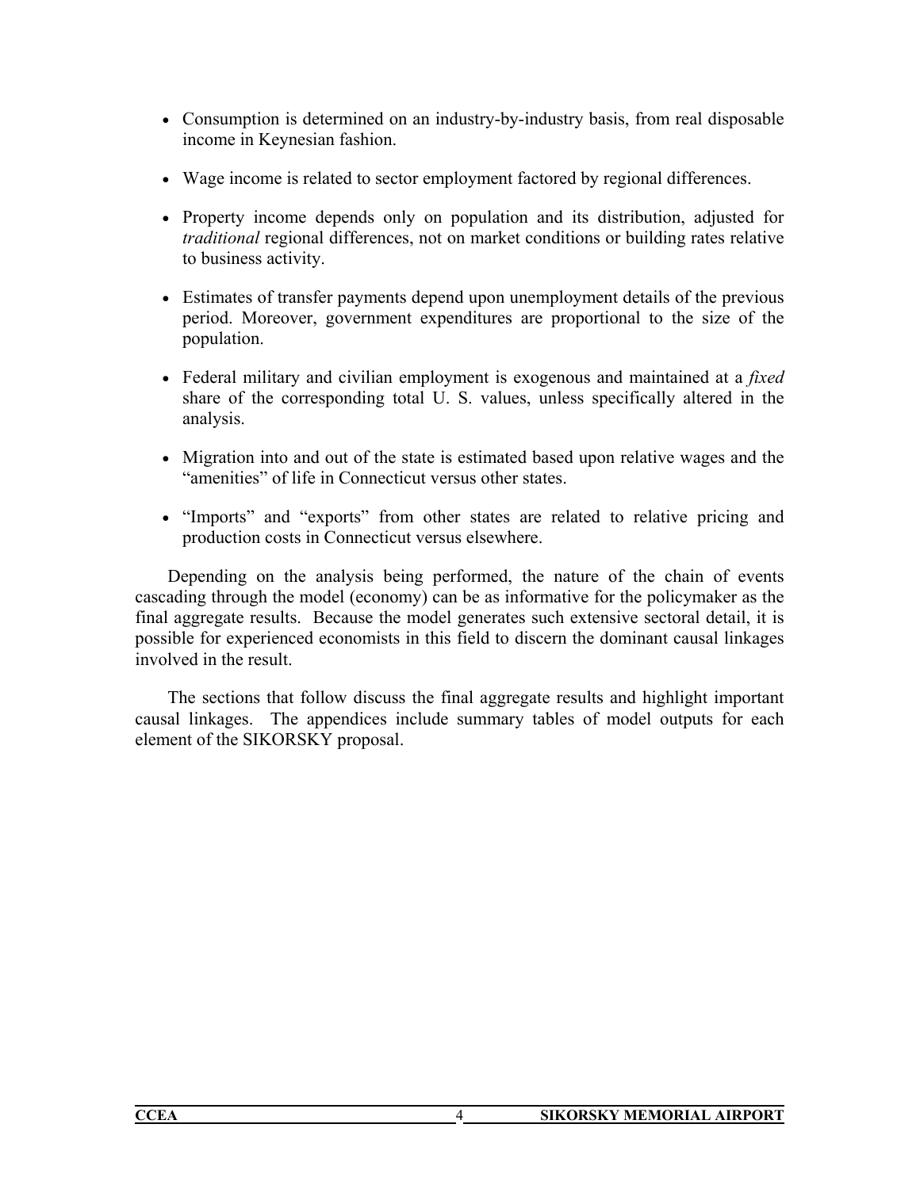- Consumption is determined on an industry-by-industry basis, from real disposable income in Keynesian fashion.

- Wage income is related to sector employment factored by regional differences.

- Property income depends only on population and its distribution, adjusted for *traditional* regional differences, not on market conditions or building rates relative to business activity.

- Estimates of transfer payments depend upon unemployment details of the previous period. Moreover, government expenditures are proportional to the size of the population.

- Federal military and civilian employment is exogenous and maintained at a *fixed* share of the corresponding total U. S. values, unless specifically altered in the analysis.

- Migration into and out of the state is estimated based upon relative wages and the "amenities" of life in Connecticut versus other states.

- "Imports" and "exports" from other states are related to relative pricing and production costs in Connecticut versus elsewhere.

Depending on the analysis being performed, the nature of the chain of events cascading through the model (economy) can be as informative for the policymaker as the final aggregate results. Because the model generates such extensive sectoral detail, it is possible for experienced economists in this field to discern the dominant causal linkages involved in the result.

The sections that follow discuss the final aggregate results and highlight important causal linkages. The appendices include summary tables of model outputs for each element of the SIKORSKY proposal.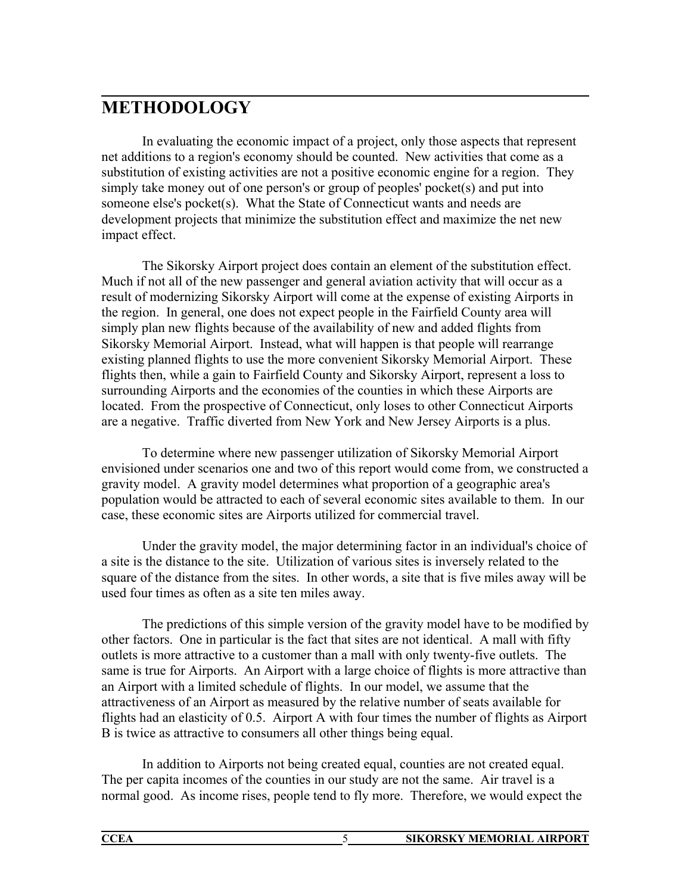# METHODOLOGY

In evaluating the economic impact of a project, only those aspects that represent net additions to a region's economy should be counted. New activities that come as a substitution of existing activities are not a positive economic engine for a region. They simply take money out of one person's or group of peoples' pocket(s) and put into someone else's pocket(s). What the State of Connecticut wants and needs are development projects that minimize the substitution effect and maximize the net new impact effect.

The Sikorsky Airport project does contain an element of the substitution effect. Much if not all of the new passenger and general aviation activity that will occur as a result of modernizing Sikorsky Airport will come at the expense of existing Airports in the region. In general, one does not expect people in the Fairfield County area will simply plan new flights because of the availability of new and added flights from Sikorsky Memorial Airport. Instead, what will happen is that people will rearrange existing planned flights to use the more convenient Sikorsky Memorial Airport. These flights then, while a gain to Fairfield County and Sikorsky Airport, represent a loss to surrounding Airports and the economies of the counties in which these Airports are located. From the prospective of Connecticut, only loses to other Connecticut Airports are a negative. Traffic diverted from New York and New Jersey Airports is a plus.

To determine where new passenger utilization of Sikorsky Memorial Airport envisioned under scenarios one and two of this report would come from, we constructed a gravity model. A gravity model determines what proportion of a geographic area's population would be attracted to each of several economic sites available to them. In our case, these economic sites are Airports utilized for commercial travel.

Under the gravity model, the major determining factor in an individual's choice of a site is the distance to the site. Utilization of various sites is inversely related to the square of the distance from the sites. In other words, a site that is five miles away will be used four times as often as a site ten miles away.

The predictions of this simple version of the gravity model have to be modified by other factors. One in particular is the fact that sites are not identical. A mall with fifty outlets is more attractive to a customer than a mall with only twenty-five outlets. The same is true for Airports. An Airport with a large choice of flights is more attractive than an Airport with a limited schedule of flights. In our model, we assume that the attractiveness of an Airport as measured by the relative number of seats available for flights had an elasticity of 0.5. Airport A with four times the number of flights as Airport B is twice as attractive to consumers all other things being equal.

In addition to Airports not being created equal, counties are not created equal. The per capita incomes of the counties in our study are not the same. Air travel is a normal good. As income rises, people tend to fly more. Therefore, we would expect the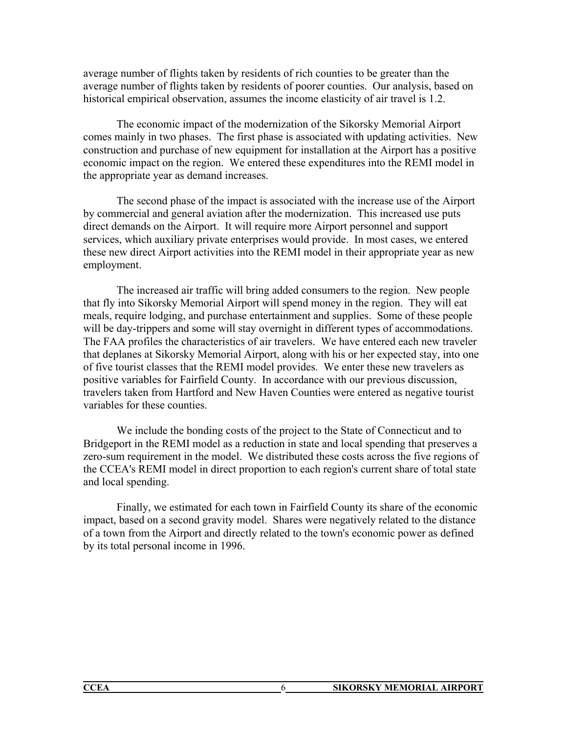average number of flights taken by residents of rich counties to be greater than the average number of flights taken by residents of poorer counties. Our analysis, based on historical empirical observation, assumes the income elasticity of air travel is 1.2.

The economic impact of the modernization of the Sikorsky Memorial Airport comes mainly in two phases. The first phase is associated with updating activities. New construction and purchase of new equipment for installation at the Airport has a positive economic impact on the region. We entered these expenditures into the REMI model in the appropriate year as demand increases.

The second phase of the impact is associated with the increase use of the Airport by commercial and general aviation after the modernization. This increased use puts direct demands on the Airport. It will require more Airport personnel and support services, which auxiliary private enterprises would provide. In most cases, we entered these new direct Airport activities into the REMI model in their appropriate year as new employment.

The increased air traffic will bring added consumers to the region. New people that fly into Sikorsky Memorial Airport will spend money in the region. They will eat meals, require lodging, and purchase entertainment and supplies. Some of these people will be day-trippers and some will stay overnight in different types of accommodations. The FAA profiles the characteristics of air travelers. We have entered each new traveler that deplanes at Sikorsky Memorial Airport, along with his or her expected stay, into one of five tourist classes that the REMI model provides. We enter these new travelers as positive variables for Fairfield County. In accordance with our previous discussion, travelers taken from Hartford and New Haven Counties were entered as negative tourist variables for these counties.

We include the bonding costs of the project to the State of Connecticut and to Bridgeport in the REMI model as a reduction in state and local spending that preserves a zero-sum requirement in the model. We distributed these costs across the five regions of the CCEA's REMI model in direct proportion to each region's current share of total state and local spending.

Finally, we estimated for each town in Fairfield County its share of the economic impact, based on a second gravity model. Shares were negatively related to the distance of a town from the Airport and directly related to the town's economic power as defined by its total personal income in 1996.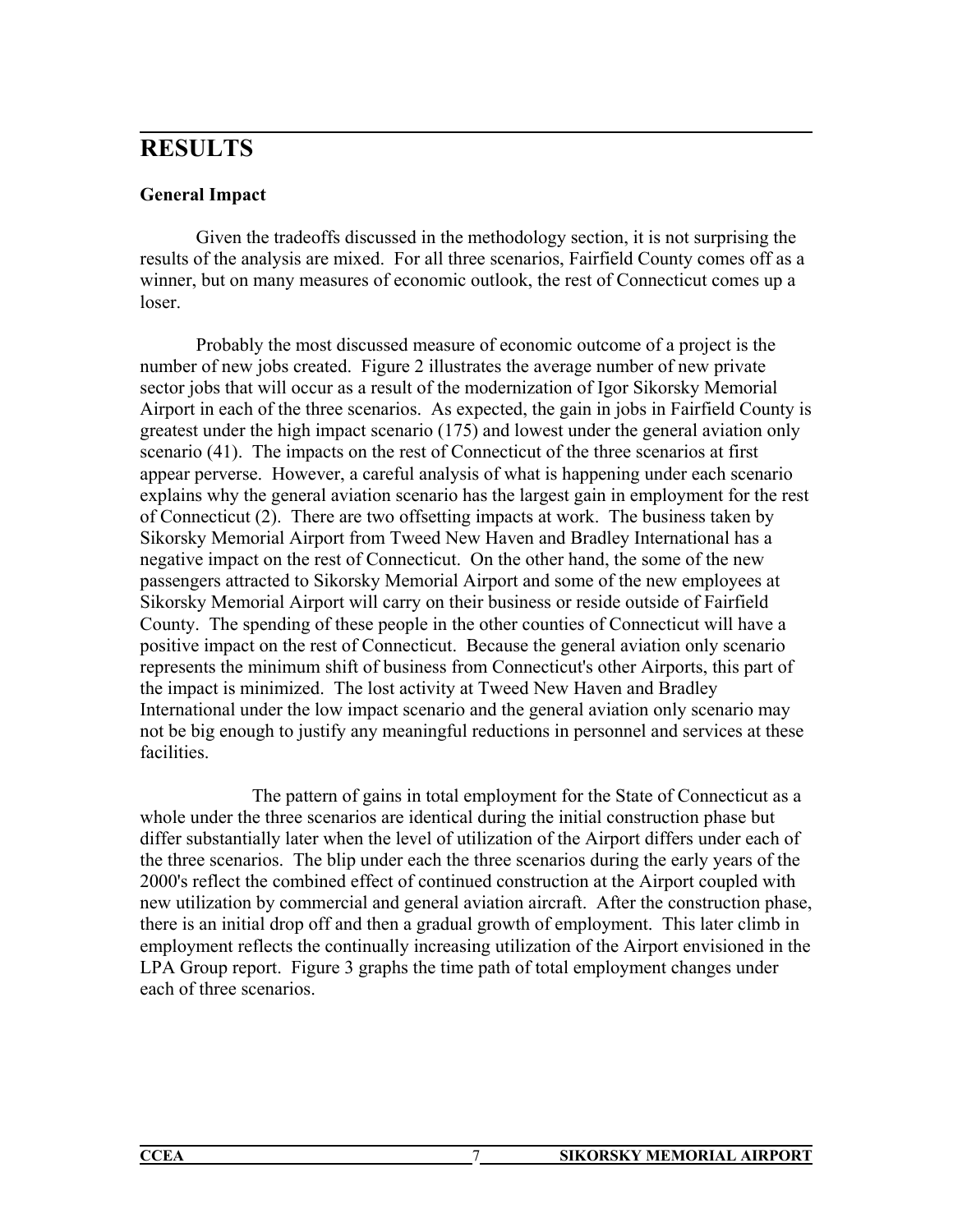# RESULTS

**General Impact**

Given the tradeoffs discussed in the methodology section, it is not surprising the results of the analysis are mixed. For all three scenarios, Fairfield County comes off as a winner, but on many measures of economic outlook, the rest of Connecticut comes up a loser.

Probably the most discussed measure of economic outcome of a project is the number of new jobs created. Figure 2 illustrates the average number of new private sector jobs that will occur as a result of the modernization of Igor Sikorsky Memorial Airport in each of the three scenarios. As expected, the gain in jobs in Fairfield County is greatest under the high impact scenario (175) and lowest under the general aviation only scenario (41). The impacts on the rest of Connecticut of the three scenarios at first appear perverse. However, a careful analysis of what is happening under each scenario explains why the general aviation scenario has the largest gain in employment for the rest of Connecticut (2). There are two offsetting impacts at work. The business taken by Sikorsky Memorial Airport from Tweed New Haven and Bradley International has a negative impact on the rest of Connecticut. On the other hand, the some of the new passengers attracted to Sikorsky Memorial Airport and some of the new employees at Sikorsky Memorial Airport will carry on their business or reside outside of Fairfield County. The spending of these people in the other counties of Connecticut will have a positive impact on the rest of Connecticut. Because the general aviation only scenario represents the minimum shift of business from Connecticut's other Airports, this part of the impact is minimized. The lost activity at Tweed New Haven and Bradley International under the low impact scenario and the general aviation only scenario may not be big enough to justify any meaningful reductions in personnel and services at these facilities.

The pattern of gains in total employment for the State of Connecticut as a whole under the three scenarios are identical during the initial construction phase but differ substantially later when the level of utilization of the Airport differs under each of the three scenarios. The blip under each the three scenarios during the early years of the 2000's reflect the combined effect of continued construction at the Airport coupled with new utilization by commercial and general aviation aircraft. After the construction phase, there is an initial drop off and then a gradual growth of employment. This later climb in employment reflects the continually increasing utilization of the Airport envisioned in the LPA Group report. Figure 3 graphs the time path of total employment changes under each of three scenarios.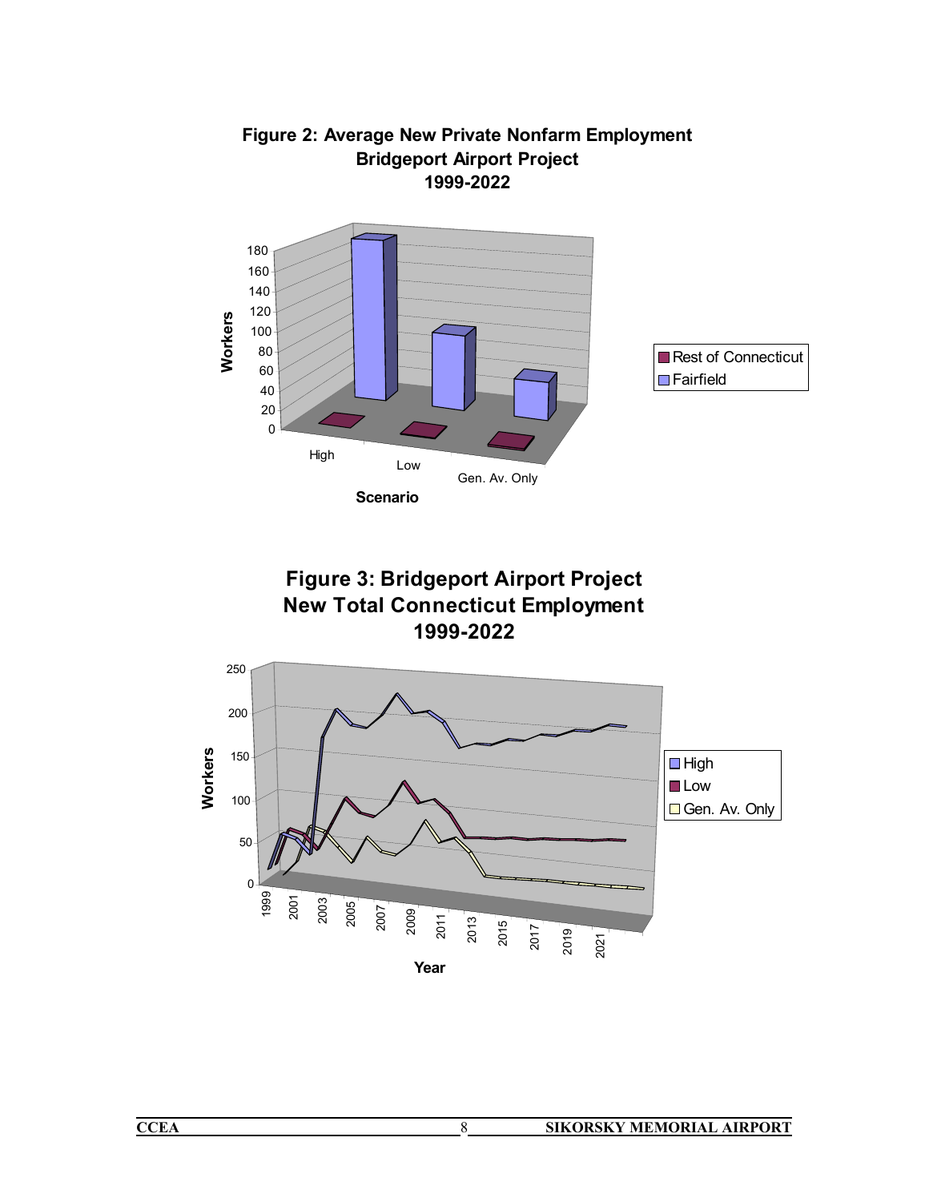**Figure 2: Average New Private Nonfarm Employment Bridgeport Airport Project 1999-2022**

**Figure 3: Bridgeport Airport Project New Total Connecticut Employment 1999-2022**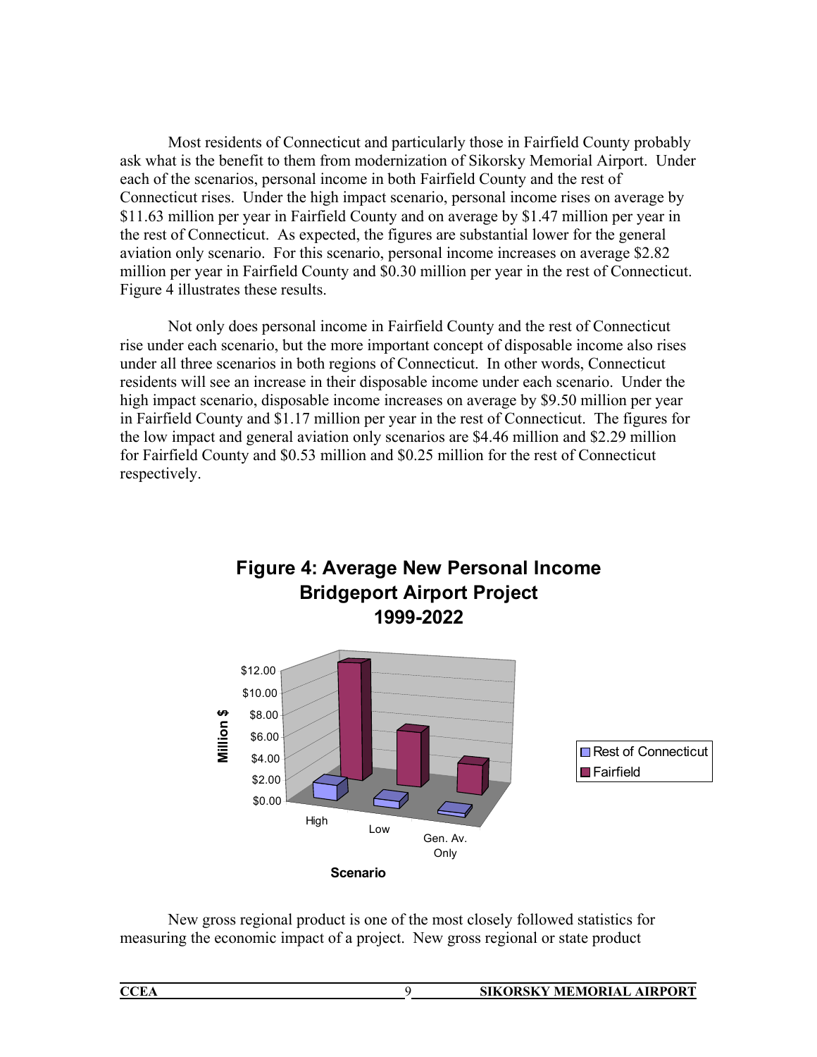Most residents of Connecticut and particularly those in Fairfield County probably ask what is the benefit to them from modernization of Sikorsky Memorial Airport. Under each of the scenarios, personal income in both Fairfield County and the rest of Connecticut rises. Under the high impact scenario, personal income rises on average by \$11.63 million per year in Fairfield County and on average by \$1.47 million per year in the rest of Connecticut. As expected, the figures are substantial lower for the general aviation only scenario. For this scenario, personal income increases on average \$2.82 million per year in Fairfield County and \$0.30 million per year in the rest of Connecticut. Figure 4 illustrates these results.

Not only does personal income in Fairfield County and the rest of Connecticut rise under each scenario, but the more important concept of disposable income also rises under all three scenarios in both regions of Connecticut. In other words, Connecticut residents will see an increase in their disposable income under each scenario. Under the high impact scenario, disposable income increases on average by \$9.50 million per year in Fairfield County and \$1.17 million per year in the rest of Connecticut. The figures for the low impact and general aviation only scenarios are \$4.46 million and \$2.29 million for Fairfield County and \$0.53 million and \$0.25 million for the rest of Connecticut respectively.

**Figure 4: Average New Personal Income Bridgeport Airport Project 1999-2022**

New gross regional product is one of the most closely followed statistics for measuring the economic impact of a project. New gross regional or state product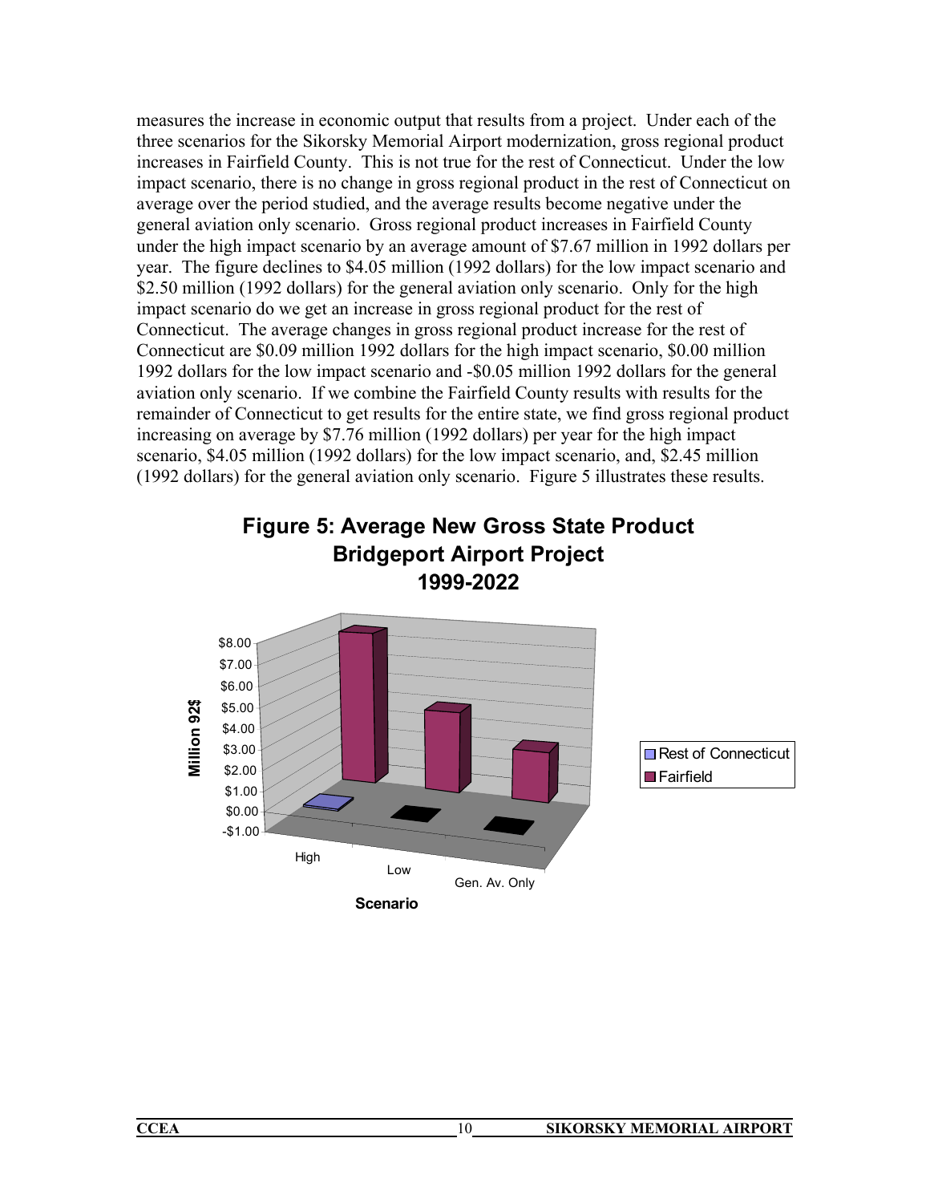measures the increase in economic output that results from a project. Under each of the three scenarios for the Sikorsky Memorial Airport modernization, gross regional product increases in Fairfield County. This is not true for the rest of Connecticut. Under the low impact scenario, there is no change in gross regional product in the rest of Connecticut on average over the period studied, and the average results become negative under the general aviation only scenario. Gross regional product increases in Fairfield County under the high impact scenario by an average amount of $7.67 million in 1992 dollars per year. The figure declines to $4.05 million (1992 dollars) for the low impact scenario and $2.50 million (1992 dollars) for the general aviation only scenario. Only for the high impact scenario do we get an increase in gross regional product for the rest of Connecticut. The average changes in gross regional product increase for the rest of Connecticut are $0.09 million 1992 dollars for the high impact scenario, $0.00 million 1992 dollars for the low impact scenario and -$0.05 million 1992 dollars for the general aviation only scenario. If we combine the Fairfield County results with results for the remainder of Connecticut to get results for the entire state, we find gross regional product increasing on average by $7.76 million (1992 dollars) per year for the high impact scenario, $4.05 million (1992 dollars) for the low impact scenario, and, $2.45 million (1992 dollars) for the general aviation only scenario. Figure 5 illustrates these results.

**Figure 5: Average New Gross State Product Bridgeport Airport Project 1999-2022**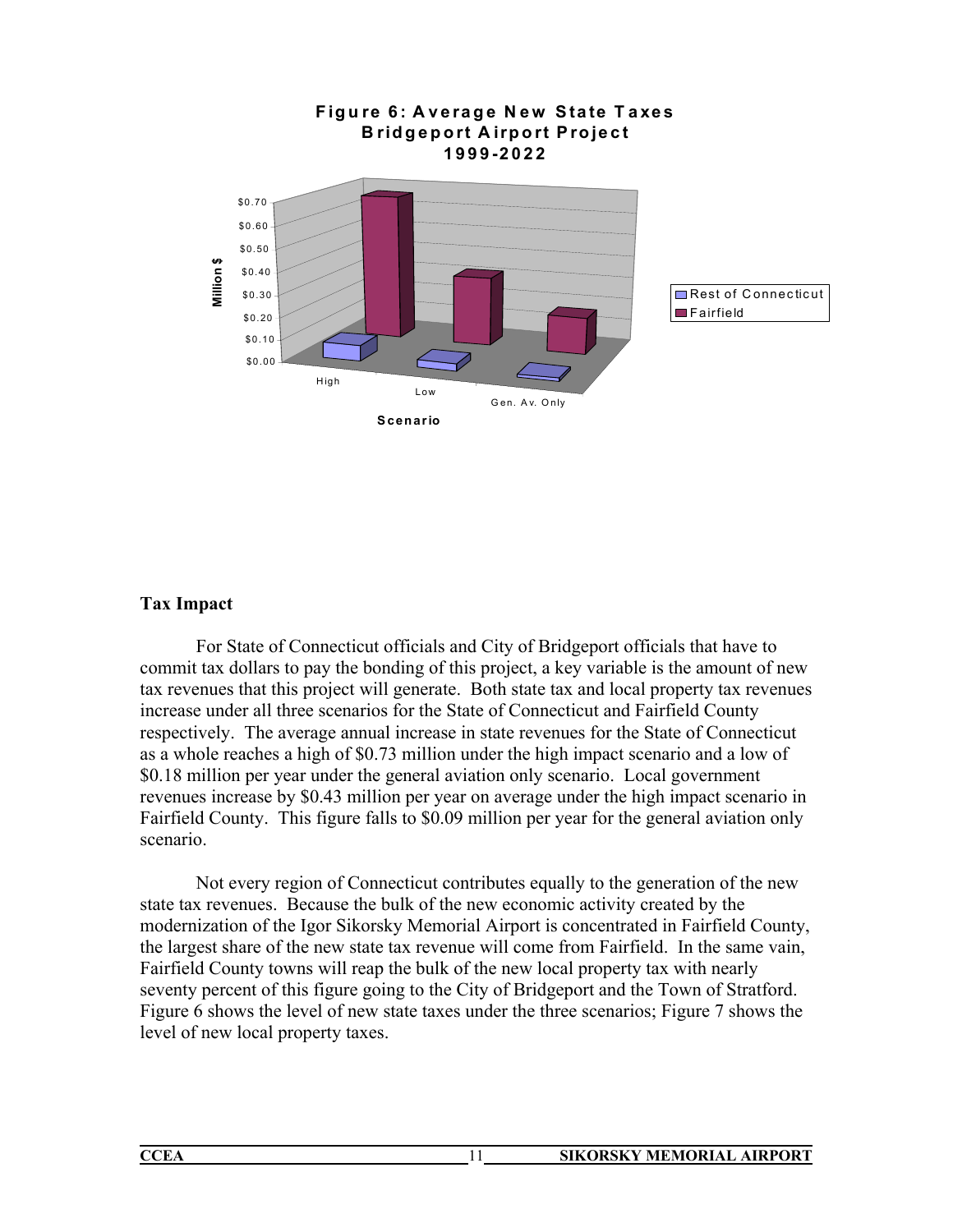**Figure 6: Average New State Taxes Bridgeport Airport Project 1999-2022**

## Tax Impact

For State of Connecticut officials and City of Bridgeport officials that have to commit tax dollars to pay the bonding of this project, a key variable is the amount of new tax revenues that this project will generate. Both state tax and local property tax revenues increase under all three scenarios for the State of Connecticut and Fairfield County respectively. The average annual increase in state revenues for the State of Connecticut as a whole reaches a high of $0.73 million under the high impact scenario and a low of $0.18 million per year under the general aviation only scenario. Local government revenues increase by $0.43 million per year on average under the high impact scenario in Fairfield County. This figure falls to $0.09 million per year for the general aviation only scenario.

Not every region of Connecticut contributes equally to the generation of the new state tax revenues. Because the bulk of the new economic activity created by the modernization of the Igor Sikorsky Memorial Airport is concentrated in Fairfield County, the largest share of the new state tax revenue will come from Fairfield. In the same vain, Fairfield County towns will reap the bulk of the new local property tax with nearly seventy percent of this figure going to the City of Bridgeport and the Town of Stratford. Figure 6 shows the level of new state taxes under the three scenarios; Figure 7 shows the level of new local property taxes.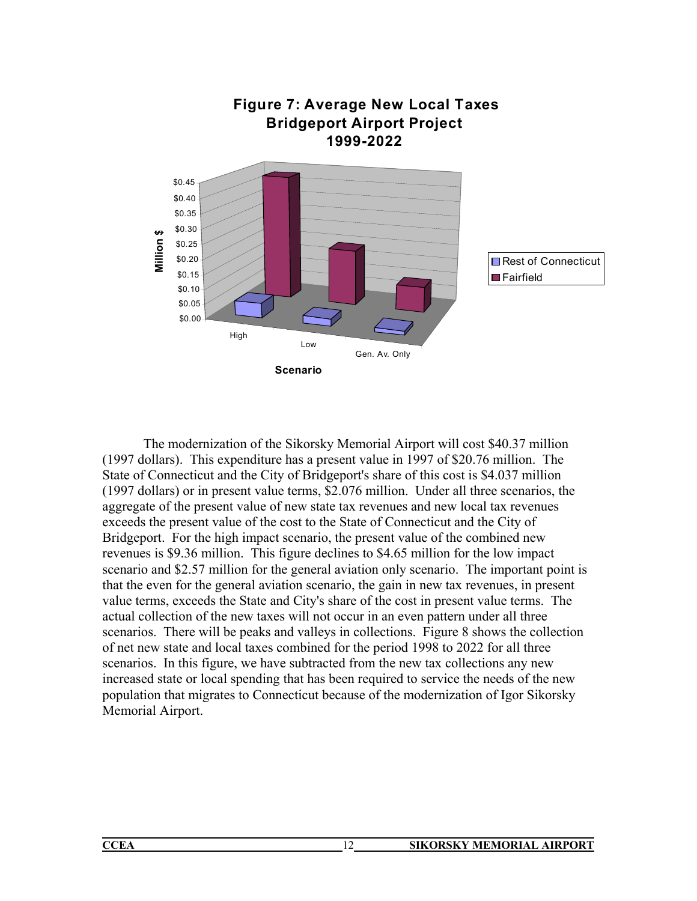**Figure 7: Average New Local Taxes Bridgeport Airport Project 1999-2022**

The modernization of the Sikorsky Memorial Airport will cost $40.37 million (1997 dollars). This expenditure has a present value in 1997 of $20.76 million. The State of Connecticut and the City of Bridgeport's share of this cost is $4.037 million (1997 dollars) or in present value terms, $2.076 million. Under all three scenarios, the aggregate of the present value of new state tax revenues and new local tax revenues exceeds the present value of the cost to the State of Connecticut and the City of Bridgeport. For the high impact scenario, the present value of the combined new revenues is $9.36 million. This figure declines to $4.65 million for the low impact scenario and $2.57 million for the general aviation only scenario. The important point is that the even for the general aviation scenario, the gain in new tax revenues, in present value terms, exceeds the State and City's share of the cost in present value terms. The actual collection of the new taxes will not occur in an even pattern under all three scenarios. There will be peaks and valleys in collections. Figure 8 shows the collection of net new state and local taxes combined for the period 1998 to 2022 for all three scenarios. In this figure, we have subtracted from the new tax collections any new increased state or local spending that has been required to service the needs of the new population that migrates to Connecticut because of the modernization of Igor Sikorsky Memorial Airport.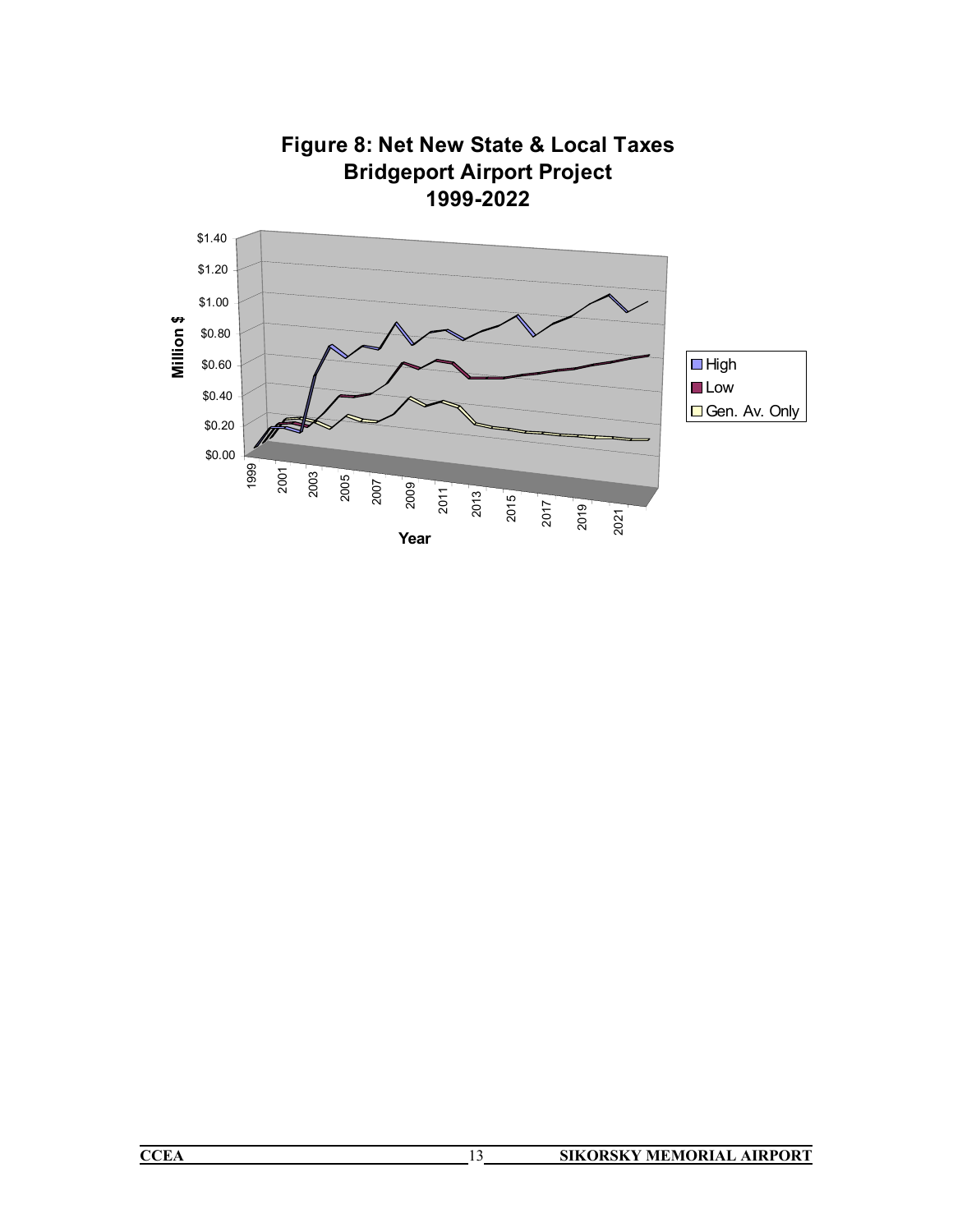**Figure 8: Net New State & Local Taxes**
**Bridgeport Airport Project**
**1999-2022**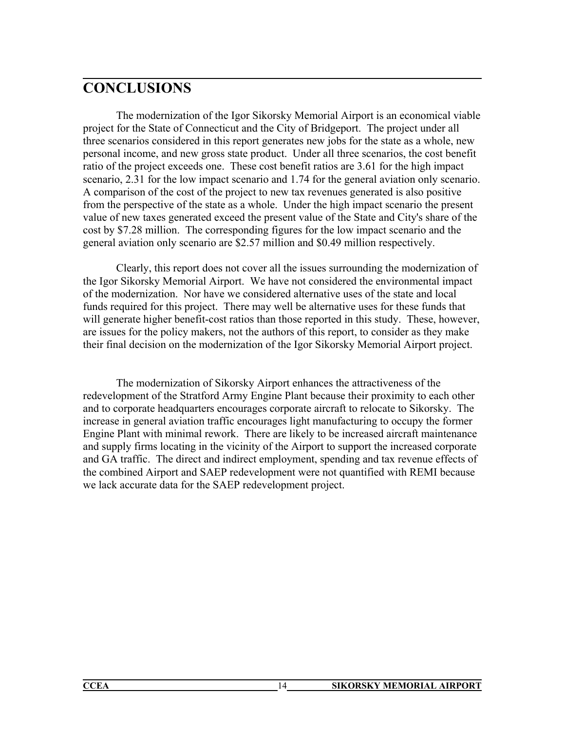# CONCLUSIONS

The modernization of the Igor Sikorsky Memorial Airport is an economical viable project for the State of Connecticut and the City of Bridgeport. The project under all three scenarios considered in this report generates new jobs for the state as a whole, new personal income, and new gross state product. Under all three scenarios, the cost benefit ratio of the project exceeds one. These cost benefit ratios are 3.61 for the high impact scenario, 2.31 for the low impact scenario and 1.74 for the general aviation only scenario. A comparison of the cost of the project to new tax revenues generated is also positive from the perspective of the state as a whole. Under the high impact scenario the present value of new taxes generated exceed the present value of the State and City's share of the cost by $7.28 million. The corresponding figures for the low impact scenario and the general aviation only scenario are $2.57 million and $0.49 million respectively.

Clearly, this report does not cover all the issues surrounding the modernization of the Igor Sikorsky Memorial Airport. We have not considered the environmental impact of the modernization. Nor have we considered alternative uses of the state and local funds required for this project. There may well be alternative uses for these funds that will generate higher benefit-cost ratios than those reported in this study. These, however, are issues for the policy makers, not the authors of this report, to consider as they make their final decision on the modernization of the Igor Sikorsky Memorial Airport project.

The modernization of Sikorsky Airport enhances the attractiveness of the redevelopment of the Stratford Army Engine Plant because their proximity to each other and to corporate headquarters encourages corporate aircraft to relocate to Sikorsky. The increase in general aviation traffic encourages light manufacturing to occupy the former Engine Plant with minimal rework. There are likely to be increased aircraft maintenance and supply firms locating in the vicinity of the Airport to support the increased corporate and GA traffic. The direct and indirect employment, spending and tax revenue effects of the combined Airport and SAEP redevelopment were not quantified with REMI because we lack accurate data for the SAEP redevelopment project.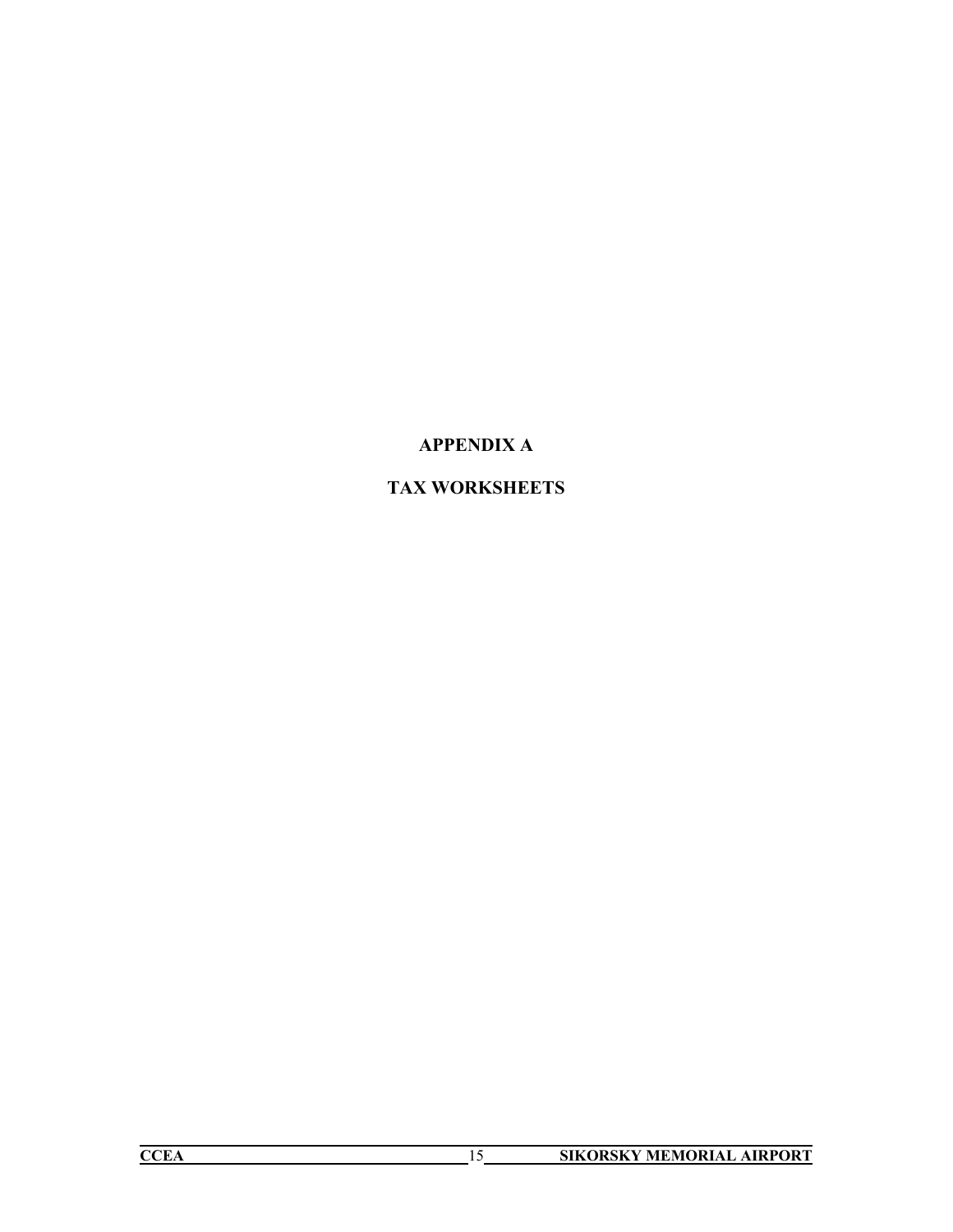# APPENDIX A

# TAX WORKSHEETS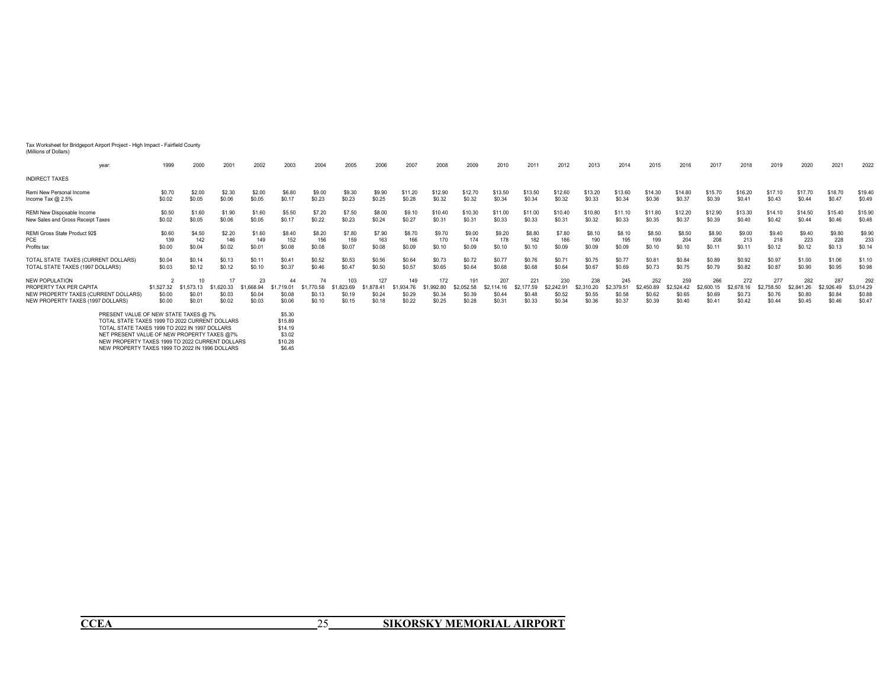Tax Worksheet for Bridgeport Airport Project - High Impact - Fairfield County
(Millions of Dollars)

| year: | 1999 | 2000 | 2001 | 2002 | 2003 | 2004 | 2005 | 2006 | 2007 | 2008 | 2009 | 2010 | 2011 | 2012 | 2013 | 2014 | 2015 | 2016 | 2017 | 2018 | 2019 | 2020 | 2021 | 2022 |
|---|---|---|---|---|---|---|---|---|---|---|---|---|---|---|---|---|---|---|---|---|---|---|---|---|
| INDIRECT TAXES | | | | | | | | | | | | | | | | | | | | | | | | |
| Remi New Personal Income | $0.70 | $2.00 | $2.30 | $2.00 | $6.80 | $9.00 | $9.30 | $9.90 | $11.20 | $12.90 | $12.70 | $13.50 | $13.50 | $12.60 | $13.20 | $13.60 | $14.30 | $14.80 | $15.70 | $16.20 | $17.10 | $17.70 | $18.70 | $19.40 |
| Income Tax @ 2.5% | $0.02 | $0.05 | $0.06 | $0.05 | $0.17 | $0.23 | $0.23 | $0.25 | $0.28 | $0.32 | $0.32 | $0.34 | $0.34 | $0.32 | $0.33 | $0.34 | $0.36 | $0.37 | $0.39 | $0.41 | $0.43 | $0.44 | $0.47 | $0.49 |
| REMI New Disposable Income | $0.50 | $1.60 | $1.90 | $1.60 | $5.50 | $7.20 | $7.50 | $8.00 | $9.10 | $10.40 | $10.30 | $11.00 | $11.00 | $10.40 | $10.80 | $11.10 | $11.80 | $12.20 | $12.90 | $13.30 | $14.10 | $14.50 | $15.40 | $15.90 |
| New Sales and Gross Receipt Taxes | $0.02 | $0.05 | $0.06 | $0.05 | $0.17 | $0.22 | $0.23 | $0.24 | $0.27 | $0.31 | $0.31 | $0.33 | $0.33 | $0.31 | $0.32 | $0.33 | $0.35 | $0.37 | $0.39 | $0.40 | $0.42 | $0.44 | $0.46 | $0.48 |
| REMI Gross State Product 92$ | $0.60 | $4.50 | $2.20 | $1.60 | $8.40 | $8.20 | $7.80 | $7.90 | $8.70 | $9.70 | $9.00 | $9.20 | $8.80 | $7.80 | $8.10 | $8.10 | $8.50 | $8.50 | $8.90 | $9.00 | $9.40 | $9.40 | $9.80 | $9.90 |
| PCE | 139 | 142 | 146 | 149 | 152 | 156 | 159 | 163 | 166 | 170 | 174 | 178 | 182 | 186 | 190 | 195 | 199 | 204 | 208 | 213 | 218 | 223 | 228 | 233 |
| Profits tax | $0.00 | $0.04 | $0.02 | $0.01 | $0.08 | $0.08 | $0.07 | $0.08 | $0.09 | $0.10 | $0.09 | $0.10 | $0.10 | $0.09 | $0.09 | $0.09 | $0.10 | $0.10 | $0.11 | $0.11 | $0.12 | $0.12 | $0.13 | $0.14 |
| TOTAL STATE TAXES (CURRENT DOLLARS) | $0.04 | $0.14 | $0.13 | $0.11 | $0.41 | $0.52 | $0.53 | $0.56 | $0.64 | $0.73 | $0.72 | $0.77 | $0.76 | $0.71 | $0.75 | $0.77 | $0.81 | $0.84 | $0.89 | $0.92 | $0.97 | $1.00 | $1.06 | $1.10 |
| TOTAL STATE TAXES (1997 DOLLARS) | $0.03 | $0.12 | $0.12 | $0.10 | $0.37 | $0.46 | $0.47 | $0.50 | $0.57 | $0.65 | $0.64 | $0.68 | $0.68 | $0.64 | $0.67 | $0.69 | $0.73 | $0.75 | $0.79 | $0.82 | $0.87 | $0.90 | $0.95 | $0.98 |
| NEW POPULATION | 2 | 10 | 17 | 23 | 44 | 74 | 103 | 127 | 149 | 172 | 191 | 207 | 221 | 230 | 238 | 245 | 252 | 259 | 266 | 272 | 277 | 282 | 287 | 292 |
| PROPERTY TAX PER CAPITA | $1,527.32 | $1,573.13 | $1,620.33 | $1,668.94 | $1,719.01 | $1,770.58 | $1,823.69 | $1,878.41 | $1,934.76 | $1,992.80 | $2,052.58 | $2,114.16 | $2,177.59 | $2,242.91 | $2,310.20 | $2,379.51 | $2,450.89 | $2,524.42 | $2,600.15 | $2,678.16 | $2,758.50 | $2,841.26 | $2,926.49 | $3,014.29 |
| NEW PROPERTY TAXES (CURRENT DOLLARS) | $0.00 | $0.01 | $0.03 | $0.04 | $0.08 | $0.13 | $0.19 | $0.24 | $0.29 | $0.34 | $0.39 | $0.44 | $0.48 | $0.52 | $0.55 | $0.58 | $0.62 | $0.65 | $0.69 | $0.73 | $0.76 | $0.80 | $0.84 | $0.88 |
| NEW PROPERTY TAXES (1997 DOLLARS) | $0.00 | $0.01 | $0.02 | $0.03 | $0.06 | $0.10 | $0.15 | $0.18 | $0.22 | $0.25 | $0.28 | $0.31 | $0.33 | $0.34 | $0.36 | $0.37 | $0.39 | $0.40 | $0.41 | $0.42 | $0.44 | $0.45 | $0.46 | $0.47 |

| | |
|---|---|
| PRESENT VALUE OF NEW STATE TAXES @ 7% | $5.30 |
| TOTAL STATE TAXES 1999 TO 2022 CURRENT DOLLARS | $15.89 |
| TOTAL STATE TAXES 1999 TO 2022 IN 1997 DOLLARS | $14.19 |
| NET PRESENT VALUE OF NEW PROPERTY TAXES @7% | $3.02 |
| NEW PROPERTY TAXES 1999 TO 2022 CURRENT DOLLARS | $10.28 |
| NEW PROPERTY TAXES 1999 TO 2022 IN 1996 DOLLARS | $6.45 |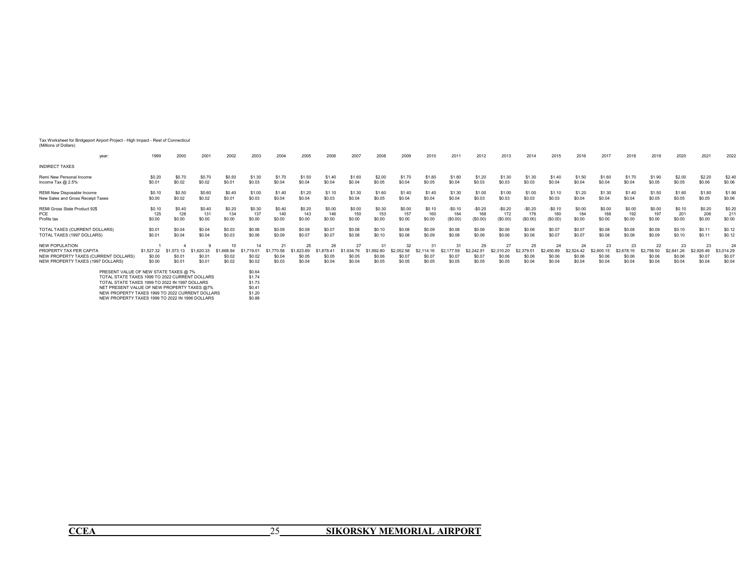Tax Worksheet for Bridgeport Airport Project - High Impact - Rest of Connecticut
(Millions of Dollars)

| year: | 1999 | 2000 | 2001 | 2002 | 2003 | 2004 | 2005 | 2006 | 2007 | 2008 | 2009 | 2010 | 2011 | 2012 | 2013 | 2014 | 2015 | 2016 | 2017 | 2018 | 2019 | 2020 | 2021 | 2022 |
|---|---|---|---|---|---|---|---|---|---|---|---|---|---|---|---|---|---|---|---|---|---|---|---|---|
| INDIRECT TAXES | | | | | | | | | | | | | | | | | | | | | | | | |
| Remi New Personal Income | $0.20 | $0.70 | $0.70 | $0.50 | $1.30 | $1.70 | $1.50 | $1.40 | $1.60 | $2.00 | $1.70 | $1.80 | $1.60 | $1.20 | $1.30 | $1.30 | $1.40 | $1.50 | $1.60 | $1.70 | $1.90 | $2.00 | $2.20 | $2.40 |
| Income Tax @ 2.5% | $0.01 | $0.02 | $0.02 | $0.01 | $0.03 | $0.04 | $0.04 | $0.04 | $0.04 | $0.05 | $0.04 | $0.05 | $0.04 | $0.03 | $0.03 | $0.03 | $0.04 | $0.04 | $0.04 | $0.04 | $0.05 | $0.05 | $0.06 | $0.06 |
| REMI New Disposable Income | $0.10 | $0.50 | $0.60 | $0.40 | $1.00 | $1.40 | $1.20 | $1.10 | $1.30 | $1.60 | $1.40 | $1.40 | $1.30 | $1.00 | $1.00 | $1.00 | $1.10 | $1.20 | $1.30 | $1.40 | $1.50 | $1.60 | $1.80 | $1.90 |
| New Sales and Gross Receipt Taxes | $0.00 | $0.02 | $0.02 | $0.01 | $0.03 | $0.04 | $0.04 | $0.03 | $0.04 | $0.05 | $0.04 | $0.04 | $0.04 | $0.03 | $0.03 | $0.03 | $0.03 | $0.04 | $0.04 | $0.04 | $0.05 | $0.05 | $0.05 | $0.06 |
| REMI Gross State Product 92$ | $0.10 | $0.40 | $0.40 | $0.20 | $0.30 | $0.40 | $0.20 | $0.00 | $0.00 | $0.30 | $0.00 | $0.10 | -$0.10 | -$0.20 | -$0.20 | -$0.20 | -$0.10 | $0.00 | $0.00 | $0.00 | $0.00 | $0.10 | $0.20 | $0.20 |
| PCE | 125 | 128 | 131 | 134 | 137 | 140 | 143 | 146 | 150 | 153 | 157 | 160 | 164 | 168 | 172 | 176 | 180 | 184 | 188 | 192 | 197 | 201 | 206 | 211 |
| Profits tax | $0.00 | $0.00 | $0.00 | $0.00 | $0.00 | $0.00 | $0.00 | $0.00 | $0.00 | $0.00 | $0.00 | $0.00 | ($0.00) | ($0.00) | ($0.00) | ($0.00) | ($0.00) | $0.00 | $0.00 | $0.00 | $0.00 | $0.00 | $0.00 | $0.00 |
| TOTAL TAXES (CURRENT DOLLARS) | $0.01 | $0.04 | $0.04 | $0.03 | $0.06 | $0.09 | $0.08 | $0.07 | $0.08 | $0.10 | $0.08 | $0.09 | $0.08 | $0.06 | $0.06 | $0.06 | $0.07 | $0.07 | $0.08 | $0.08 | $0.09 | $0.10 | $0.11 | $0.12 |
| TOTAL TAXES (1997 DOLLARS) | $0.01 | $0.04 | $0.04 | $0.03 | $0.06 | $0.09 | $0.07 | $0.07 | $0.08 | $0.10 | $0.08 | $0.09 | $0.08 | $0.06 | $0.06 | $0.06 | $0.07 | $0.07 | $0.08 | $0.08 | $0.09 | $0.10 | $0.11 | $0.12 |
| NEW POPULATION | 1 | 4 | 9 | 10 | 14 | 21 | 25 | 26 | 27 | 31 | 32 | 31 | 31 | 29 | 27 | 25 | 24 | 24 | 23 | 23 | 22 | 23 | 23 | 24 |
| PROPERTY TAX PER CAPITA | $1,527.32 | $1,573.13 | $1,620.33 | $1,668.94 | $1,719.01 | $1,770.58 | $1,823.69 | $1,878.41 | $1,934.76 | $1,992.80 | $2,052.58 | $2,114.16 | $2,177.59 | $2,242.91 | $2,310.20 | $2,379.51 | $2,450.89 | $2,524.42 | $2,600.15 | $2,678.16 | $2,758.50 | $2,841.26 | $2,926.49 | $3,014.29 |
| NEW PROPERTY TAXES (CURRENT DOLLARS) | $0.00 | $0.01 | $0.01 | $0.02 | $0.02 | $0.04 | $0.05 | $0.05 | $0.05 | $0.06 | $0.07 | $0.07 | $0.07 | $0.07 | $0.06 | $0.06 | $0.06 | $0.06 | $0.06 | $0.06 | $0.06 | $0.06 | $0.07 | $0.07 |
| NEW PROPERTY TAXES (1997 DOLLARS) | $0.00 | $0.01 | $0.01 | $0.02 | $0.02 | $0.03 | $0.04 | $0.04 | $0.04 | $0.05 | $0.05 | $0.05 | $0.05 | $0.05 | $0.05 | $0.04 | $0.04 | $0.04 | $0.04 | $0.04 | $0.04 | $0.04 | $0.04 | $0.04 |

| | |
|---|---|
| PRESENT VALUE OF NEW STATE TAXES @ 7% | $0.64 |
| TOTAL STATE TAXES 1999 TO 2022 CURRENT DOLLARS | $1.74 |
| TOTAL STATE TAXES 1999 TO 2022 IN 1997 DOLLARS | $1.73 |
| NET PRESENT VALUE OF NEW PROPERTY TAXES @7% | $0.41 |
| NEW PROPERTY TAXES 1999 TO 2022 CURRENT DOLLARS | $1.20 |
| NEW PROPERTY TAXES 1999 TO 2022 IN 1996 DOLLARS | $0.88 |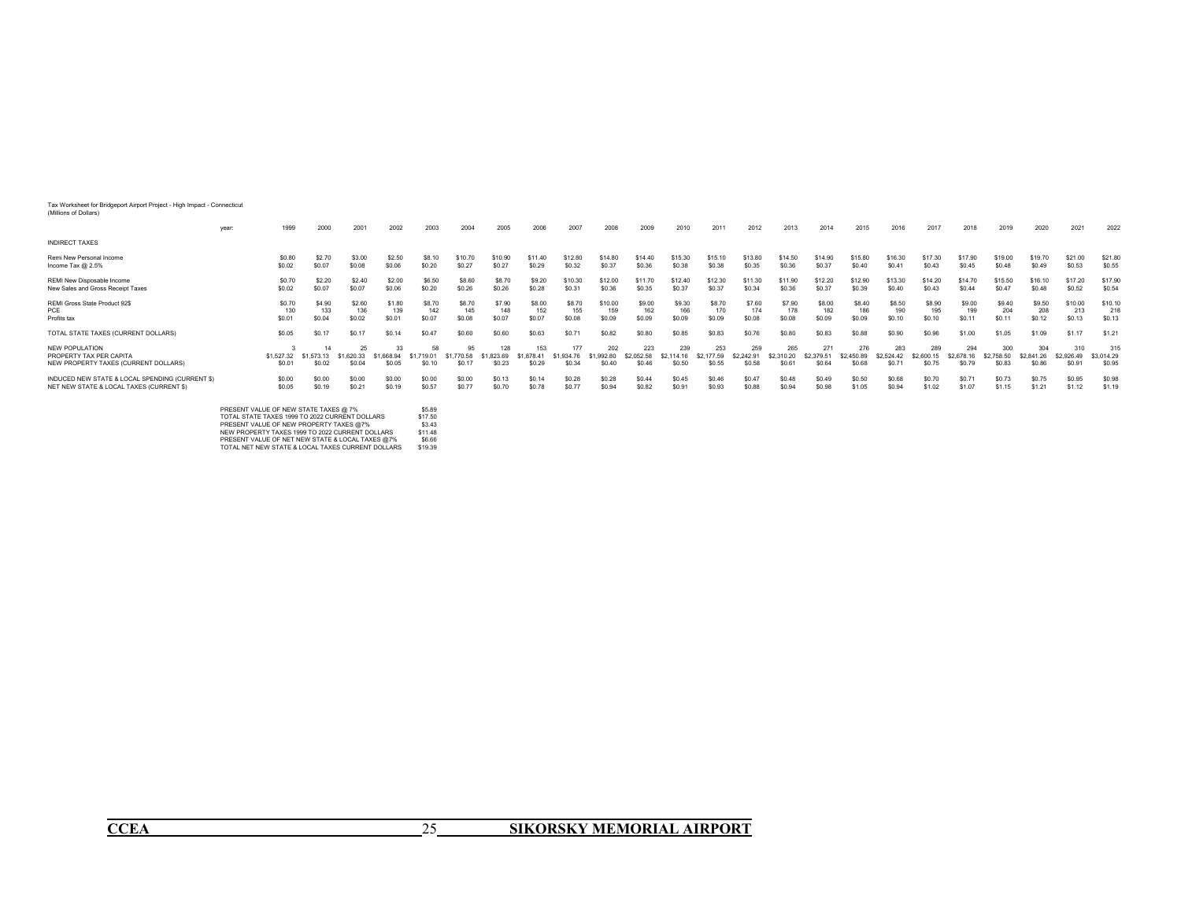Tax Worksheet for Bridgeport Airport Project - High Impact - Connecticut
(Millions of Dollars)

| year: | 1999 | 2000 | 2001 | 2002 | 2003 | 2004 | 2005 | 2006 | 2007 | 2008 | 2009 | 2010 | 2011 | 2012 | 2013 | 2014 | 2015 | 2016 | 2017 | 2018 | 2019 | 2020 | 2021 | 2022 |
|---|---|---|---|---|---|---|---|---|---|---|---|---|---|---|---|---|---|---|---|---|---|---|---|---|
| INDIRECT TAXES | | | | | | | | | | | | | | | | | | | | | | | | |
| Remi New Personal Income | $0.80 | $2.70 | $3.00 | $2.50 | $8.10 | $10.70 | $10.90 | $11.40 | $12.80 | $14.80 | $14.40 | $15.30 | $15.10 | $13.80 | $14.50 | $14.90 | $15.80 | $16.30 | $17.30 | $17.90 | $19.00 | $19.70 | $21.00 | $21.80 |
| Income Tax @ 2.5% | $0.02 | $0.07 | $0.08 | $0.06 | $0.20 | $0.27 | $0.27 | $0.29 | $0.32 | $0.37 | $0.36 | $0.38 | $0.38 | $0.35 | $0.36 | $0.37 | $0.40 | $0.41 | $0.43 | $0.45 | $0.48 | $0.49 | $0.53 | $0.55 |
| REMI New Disposable Income | $0.70 | $2.20 | $2.40 | $2.00 | $6.50 | $8.60 | $8.70 | $9.20 | $10.30 | $12.00 | $11.70 | $12.40 | $12.30 | $11.30 | $11.90 | $12.20 | $12.90 | $13.30 | $14.20 | $14.70 | $15.50 | $16.10 | $17.20 | $17.90 |
| New Sales and Gross Receipt Taxes | $0.02 | $0.07 | $0.07 | $0.06 | $0.20 | $0.26 | $0.26 | $0.28 | $0.31 | $0.36 | $0.35 | $0.37 | $0.37 | $0.34 | $0.36 | $0.37 | $0.39 | $0.40 | $0.43 | $0.44 | $0.47 | $0.48 | $0.52 | $0.54 |
| REMI Gross State Product 92$ | $0.70 | $4.90 | $2.60 | $1.80 | $8.70 | $8.70 | $7.90 | $8.00 | $8.70 | $10.00 | $9.00 | $9.30 | $8.70 | $7.60 | $7.90 | $8.00 | $8.40 | $8.50 | $8.90 | $9.00 | $9.40 | $9.50 | $10.00 | $10.10 |
| PCE | 130 | 133 | 136 | 139 | 142 | 145 | 148 | 152 | 155 | 159 | 162 | 166 | 170 | 174 | 178 | 182 | 186 | 190 | 195 | 199 | 204 | 208 | 213 | 218 |
| Profits tax | $0.01 | $0.04 | $0.02 | $0.01 | $0.07 | $0.08 | $0.07 | $0.07 | $0.08 | $0.09 | $0.09 | $0.09 | $0.09 | $0.08 | $0.08 | $0.09 | $0.09 | $0.10 | $0.10 | $0.11 | $0.11 | $0.12 | $0.13 | $0.13 |
| TOTAL STATE TAXES (CURRENT DOLLARS) | $0.05 | $0.17 | $0.17 | $0.14 | $0.47 | $0.60 | $0.60 | $0.63 | $0.71 | $0.82 | $0.80 | $0.85 | $0.83 | $0.76 | $0.80 | $0.83 | $0.88 | $0.90 | $0.96 | $1.00 | $1.05 | $1.09 | $1.17 | $1.21 |
| NEW POPULATION | 3 | 14 | 25 | 33 | 58 | 95 | 128 | 153 | 177 | 202 | 223 | 239 | 253 | 259 | 265 | 271 | 276 | 283 | 289 | 294 | 300 | 304 | 310 | 315 |
| PROPERTY TAX PER CAPITA | $1,527.32 | $1,573.13 | $1,620.33 | $1,668.94 | $1,719.01 | $1,770.58 | $1,823.69 | $1,878.41 | $1,934.76 | $1,992.80 | $2,052.58 | $2,114.16 | $2,177.59 | $2,242.91 | $2,310.20 | $2,379.51 | $2,450.89 | $2,524.42 | $2,600.15 | $2,678.16 | $2,758.50 | $2,841.26 | $2,926.49 | $3,014.29 |
| NEW PROPERTY TAXES (CURRENT DOLLARS) | $0.01 | $0.02 | $0.04 | $0.05 | $0.10 | $0.17 | $0.23 | $0.29 | $0.34 | $0.40 | $0.46 | $0.50 | $0.55 | $0.58 | $0.61 | $0.64 | $0.68 | $0.71 | $0.75 | $0.79 | $0.83 | $0.86 | $0.91 | $0.95 |
| INDUCED NEW STATE & LOCAL SPENDING (CURRENT $) | $0.00 | $0.00 | $0.00 | $0.00 | $0.00 | $0.00 | $0.13 | $0.14 | $0.28 | $0.28 | $0.44 | $0.45 | $0.46 | $0.47 | $0.48 | $0.49 | $0.50 | $0.68 | $0.70 | $0.71 | $0.73 | $0.75 | $0.95 | $0.98 |
| NET NEW STATE & LOCAL TAXES (CURRENT $) | $0.05 | $0.19 | $0.21 | $0.19 | $0.57 | $0.77 | $0.70 | $0.78 | $0.77 | $0.94 | $0.82 | $0.91 | $0.93 | $0.88 | $0.94 | $0.98 | $1.05 | $0.94 | $1.02 | $1.07 | $1.15 | $1.21 | $1.12 | $1.19 |

| | |
|---|---|
| PRESENT VALUE OF NEW STATE TAXES @ 7% | $5.89 |
| TOTAL STATE TAXES 1999 TO 2022 CURRENT DOLLARS | $17.50 |
| PRESENT VALUE OF NEW PROPERTY TAXES @7% | $3.43 |
| NEW PROPERTY TAXES 1999 TO 2022 CURRENT DOLLARS | $11.48 |
| PRESENT VALUE OF NET NEW STATE & LOCAL TAXES @7% | $6.66 |
| TOTAL NET NEW STATE & LOCAL TAXES CURRENT DOLLARS | $19.39 |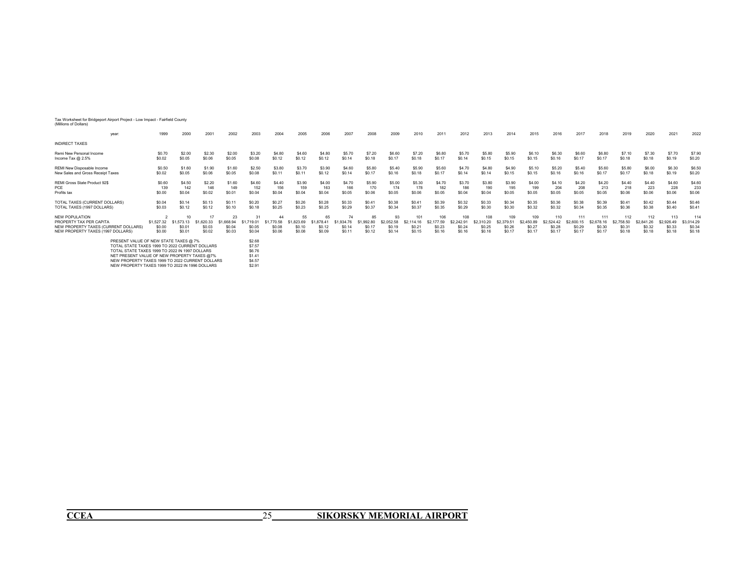Tax Worksheet for Bridgeport Airport Project - Low Impact - Fairfield County
(Millions of Dollars)

| year: | 1999 | 2000 | 2001 | 2002 | 2003 | 2004 | 2005 | 2006 | 2007 | 2008 | 2009 | 2010 | 2011 | 2012 | 2013 | 2014 | 2015 | 2016 | 2017 | 2018 | 2019 | 2020 | 2021 | 2022 |
|---|---|---|---|---|---|---|---|---|---|---|---|---|---|---|---|---|---|---|---|---|---|---|---|---|
| INDIRECT TAXES | | | | | | | | | | | | | | | | | | | | | | | | |
| Remi New Personal Income | $0.70 | $2.00 | $2.30 | $2.00 | $3.20 | $4.80 | $4.60 | $4.80 | $5.70 | $7.20 | $6.60 | $7.20 | $6.80 | $5.70 | $5.80 | $5.90 | $6.10 | $6.30 | $6.60 | $6.80 | $7.10 | $7.30 | $7.70 | $7.90 |
| Income Tax @ 2.5% | $0.02 | $0.05 | $0.06 | $0.05 | $0.08 | $0.12 | $0.12 | $0.12 | $0.14 | $0.18 | $0.17 | $0.18 | $0.17 | $0.14 | $0.15 | $0.15 | $0.15 | $0.16 | $0.17 | $0.17 | $0.18 | $0.18 | $0.19 | $0.20 |
| REMI New Disposable Income | $0.50 | $1.60 | $1.90 | $1.60 | $2.50 | $3.80 | $3.70 | $3.90 | $4.60 | $5.80 | $5.40 | $5.90 | $5.60 | $4.70 | $4.80 | $4.90 | $5.10 | $5.20 | $5.40 | $5.60 | $5.80 | $6.00 | $6.30 | $6.50 |
| New Sales and Gross Receipt Taxes | $0.02 | $0.05 | $0.06 | $0.05 | $0.08 | $0.11 | $0.11 | $0.12 | $0.14 | $0.17 | $0.16 | $0.18 | $0.17 | $0.14 | $0.14 | $0.15 | $0.15 | $0.16 | $0.16 | $0.17 | $0.17 | $0.18 | $0.19 | $0.20 |
| REMI Gross State Product 92$ | $0.60 | $4.50 | $2.20 | $1.60 | $4.60 | $4.40 | $3.90 | $4.00 | $4.70 | $5.90 | $5.00 | $5.30 | $4.70 | $3.70 | $3.80 | $3.90 | $4.00 | $4.10 | $4.20 | $4.20 | $4.40 | $4.40 | $4.60 | $4.60 |
| PCE | 139 | 142 | 146 | 149 | 152 | 156 | 159 | 163 | 166 | 170 | 174 | 178 | 182 | 186 | 190 | 195 | 199 | 204 | 208 | 213 | 218 | 223 | 228 | 233 |
| Profits tax | $0.00 | $0.04 | $0.02 | $0.01 | $0.04 | $0.04 | $0.04 | $0.04 | $0.05 | $0.06 | $0.05 | $0.06 | $0.05 | $0.04 | $0.04 | $0.05 | $0.05 | $0.05 | $0.05 | $0.05 | $0.06 | $0.06 | $0.06 | $0.06 |
| TOTAL TAXES (CURRENT DOLLARS) | $0.04 | $0.14 | $0.13 | $0.11 | $0.20 | $0.27 | $0.26 | $0.28 | $0.33 | $0.41 | $0.38 | $0.41 | $0.39 | $0.32 | $0.33 | $0.34 | $0.35 | $0.36 | $0.38 | $0.39 | $0.41 | $0.42 | $0.44 | $0.46 |
| TOTAL TAXES (1997 DOLLARS) | $0.03 | $0.12 | $0.12 | $0.10 | $0.18 | $0.25 | $0.23 | $0.25 | $0.29 | $0.37 | $0.34 | $0.37 | $0.35 | $0.29 | $0.30 | $0.30 | $0.32 | $0.32 | $0.34 | $0.35 | $0.36 | $0.38 | $0.40 | $0.41 |
| NEW POPULATION | 2 | 10 | 17 | 23 | 31 | 44 | 55 | 65 | 74 | 85 | 93 | 101 | 106 | 108 | 108 | 109 | 109 | 110 | 111 | 111 | 112 | 112 | 113 | 114 |
| PROPERTY TAX PER CAPITA | $1,527.32 | $1,573.13 | $1,620.33 | $1,668.94 | $1,719.01 | $1,770.58 | $1,823.69 | $1,878.41 | $1,934.76 | $1,992.80 | $2,052.58 | $2,114.16 | $2,177.59 | $2,242.91 | $2,310.20 | $2,379.51 | $2,450.89 | $2,524.42 | $2,600.15 | $2,678.16 | $2,758.50 | $2,841.26 | $2,926.49 | $3,014.29 |
| NEW PROPERTY TAXES (CURRENT DOLLARS) | $0.00 | $0.01 | $0.03 | $0.04 | $0.05 | $0.08 | $0.10 | $0.12 | $0.14 | $0.17 | $0.19 | $0.21 | $0.23 | $0.24 | $0.25 | $0.26 | $0.27 | $0.28 | $0.29 | $0.30 | $0.31 | $0.32 | $0.33 | $0.34 |
| NEW PROPERTY TAXES (1997 DOLLARS) | $0.00 | $0.01 | $0.02 | $0.03 | $0.04 | $0.06 | $0.08 | $0.09 | $0.11 | $0.12 | $0.14 | $0.15 | $0.16 | $0.16 | $0.16 | $0.17 | $0.17 | $0.17 | $0.17 | $0.17 | $0.18 | $0.18 | $0.18 | $0.18 |

| | |
|---|---|
| PRESENT VALUE OF NEW STATE TAXES @ 7% | $2.68 |
| TOTAL STATE TAXES 1999 TO 2022 CURRENT DOLLARS | $7.57 |
| TOTAL STATE TAXES 1999 TO 2022 IN 1997 DOLLARS | $6.76 |
| NET PRESENT VALUE OF NEW PROPERTY TAXES @7% | $1.41 |
| NEW PROPERTY TAXES 1999 TO 2022 CURRENT DOLLARS | $4.57 |
| NEW PROPERTY TAXES 1999 TO 2022 IN 1996 DOLLARS | $2.91 |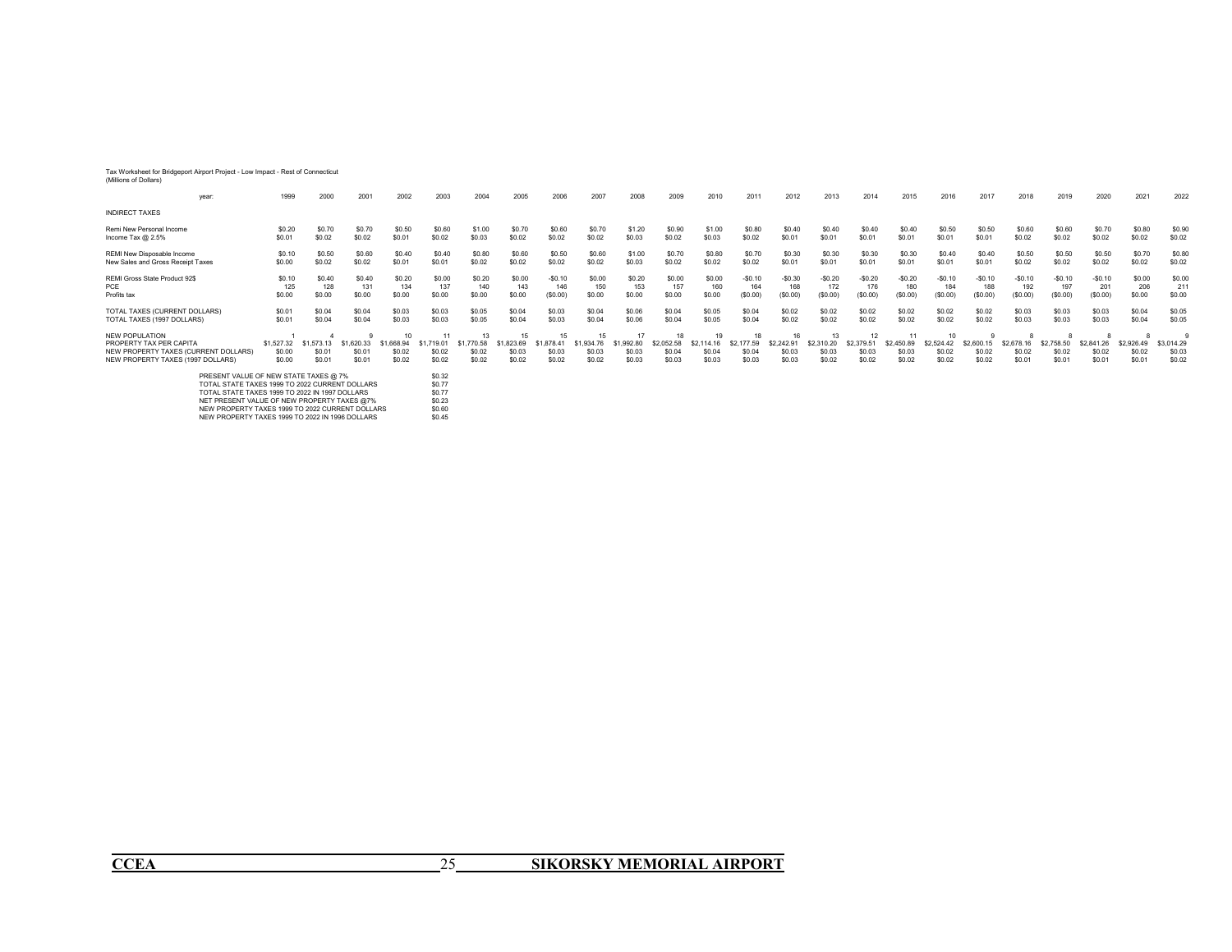Tax Worksheet for Bridgeport Airport Project - Low Impact - Rest of Connecticut
(Millions of Dollars)

| year: | 1999 | 2000 | 2001 | 2002 | 2003 | 2004 | 2005 | 2006 | 2007 | 2008 | 2009 | 2010 | 2011 | 2012 | 2013 | 2014 | 2015 | 2016 | 2017 | 2018 | 2019 | 2020 | 2021 | 2022 |
|---|---|---|---|---|---|---|---|---|---|---|---|---|---|---|---|---|---|---|---|---|---|---|---|---|
| INDIRECT TAXES | | | | | | | | | | | | | | | | | | | | | | | | |
| Remi New Personal Income | $0.20 | $0.70 | $0.70 | $0.50 | $0.60 | $1.00 | $0.70 | $0.60 | $0.70 | $1.20 | $0.90 | $1.00 | $0.80 | $0.40 | $0.40 | $0.40 | $0.40 | $0.50 | $0.50 | $0.60 | $0.60 | $0.70 | $0.80 | $0.90 |
| Income Tax @ 2.5% | $0.01 | $0.02 | $0.02 | $0.01 | $0.02 | $0.03 | $0.02 | $0.02 | $0.02 | $0.03 | $0.02 | $0.03 | $0.02 | $0.01 | $0.01 | $0.01 | $0.01 | $0.01 | $0.01 | $0.02 | $0.02 | $0.02 | $0.02 | $0.02 |
| REMI New Disposable Income | $0.10 | $0.50 | $0.60 | $0.40 | $0.40 | $0.80 | $0.60 | $0.50 | $0.60 | $1.00 | $0.70 | $0.80 | $0.70 | $0.30 | $0.30 | $0.30 | $0.30 | $0.40 | $0.40 | $0.50 | $0.50 | $0.50 | $0.70 | $0.80 |
| New Sales and Gross Receipt Taxes | $0.00 | $0.02 | $0.02 | $0.01 | $0.01 | $0.02 | $0.02 | $0.02 | $0.02 | $0.03 | $0.02 | $0.02 | $0.02 | $0.01 | $0.01 | $0.01 | $0.01 | $0.01 | $0.01 | $0.02 | $0.02 | $0.02 | $0.02 | $0.02 |
| REMI Gross State Product 92$ | $0.10 | $0.40 | $0.40 | $0.20 | $0.00 | $0.20 | $0.00 | -$0.10 | $0.00 | $0.20 | $0.00 | $0.00 | -$0.10 | -$0.30 | -$0.20 | -$0.20 | -$0.20 | -$0.10 | -$0.10 | -$0.10 | -$0.10 | -$0.10 | $0.00 | $0.00 |
| PCE | 125 | 128 | 131 | 134 | 137 | 140 | 143 | 146 | 150 | 153 | 157 | 160 | 164 | 168 | 172 | 176 | 180 | 184 | 188 | 192 | 197 | 201 | 206 | 211 |
| Profits tax | $0.00 | $0.00 | $0.00 | $0.00 | $0.00 | $0.00 | $0.00 | ($0.00) | $0.00 | $0.00 | $0.00 | $0.00 | ($0.00) | ($0.00) | ($0.00) | ($0.00) | ($0.00) | ($0.00) | ($0.00) | ($0.00) | ($0.00) | ($0.00) | $0.00 | $0.00 |
| TOTAL TAXES (CURRENT DOLLARS) | $0.01 | $0.04 | $0.04 | $0.03 | $0.03 | $0.05 | $0.04 | $0.03 | $0.04 | $0.06 | $0.04 | $0.05 | $0.04 | $0.02 | $0.02 | $0.02 | $0.02 | $0.02 | $0.02 | $0.03 | $0.03 | $0.03 | $0.04 | $0.05 |
| TOTAL TAXES (1997 DOLLARS) | $0.01 | $0.04 | $0.04 | $0.03 | $0.03 | $0.05 | $0.04 | $0.03 | $0.04 | $0.06 | $0.04 | $0.05 | $0.04 | $0.02 | $0.02 | $0.02 | $0.02 | $0.02 | $0.02 | $0.03 | $0.03 | $0.03 | $0.04 | $0.05 |
| NEW POPULATION | 1 | 4 | 9 | 10 | 11 | 13 | 15 | 15 | 15 | 17 | 18 | 19 | 18 | 16 | 13 | 12 | 11 | 10 | 9 | 8 | 8 | 8 | 8 | 9 |
| PROPERTY TAX PER CAPITA | $1,527.32 | $1,573.13 | $1,620.33 | $1,668.94 | $1,719.01 | $1,770.58 | $1,823.69 | $1,878.41 | $1,934.76 | $1,992.80 | $2,052.58 | $2,114.16 | $2,177.59 | $2,242.91 | $2,310.20 | $2,379.51 | $2,450.89 | $2,524.42 | $2,600.15 | $2,678.16 | $2,758.50 | $2,841.26 | $2,926.49 | $3,014.29 |
| NEW PROPERTY TAXES (CURRENT DOLLARS) | $0.00 | $0.01 | $0.01 | $0.02 | $0.02 | $0.02 | $0.03 | $0.03 | $0.03 | $0.03 | $0.04 | $0.04 | $0.04 | $0.03 | $0.03 | $0.03 | $0.03 | $0.02 | $0.02 | $0.02 | $0.02 | $0.02 | $0.02 | $0.03 |
| NEW PROPERTY TAXES (1997 DOLLARS) | $0.00 | $0.01 | $0.01 | $0.02 | $0.02 | $0.02 | $0.02 | $0.02 | $0.02 | $0.03 | $0.03 | $0.03 | $0.03 | $0.03 | $0.02 | $0.02 | $0.02 | $0.02 | $0.02 | $0.01 | $0.01 | $0.01 | $0.01 | $0.02 |

| | |
|---|---|
| PRESENT VALUE OF NEW STATE TAXES @ 7% | $0.32 |
| TOTAL STATE TAXES 1999 TO 2022 CURRENT DOLLARS | $0.77 |
| TOTAL STATE TAXES 1999 TO 2022 IN 1997 DOLLARS | $0.77 |
| NET PRESENT VALUE OF NEW PROPERTY TAXES @7% | $0.23 |
| NEW PROPERTY TAXES 1999 TO 2022 CURRENT DOLLARS | $0.60 |
| NEW PROPERTY TAXES 1999 TO 2022 IN 1996 DOLLARS | $0.45 |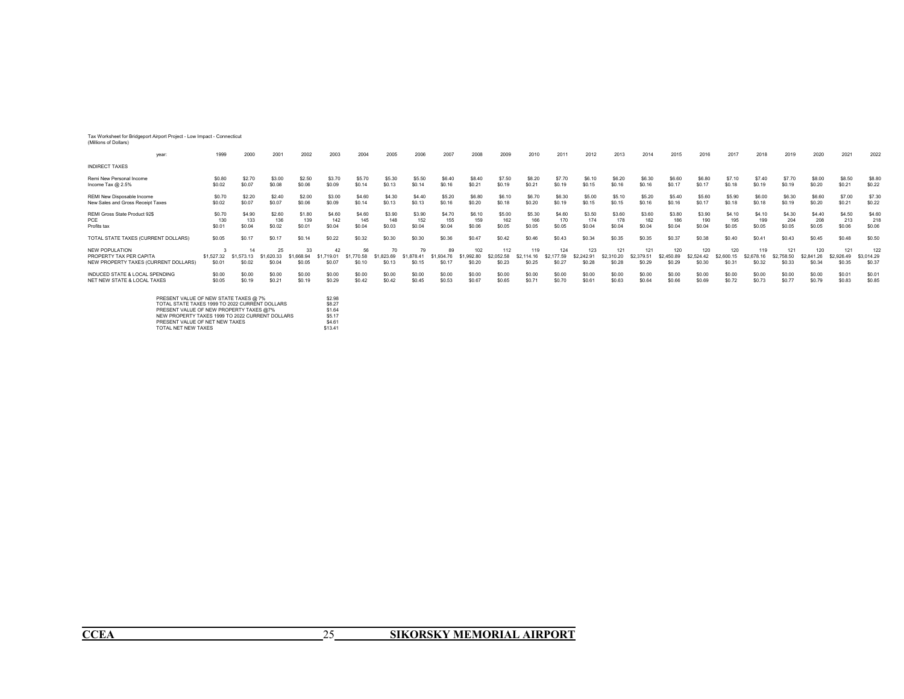Tax Worksheet for Bridgeport Airport Project - Low Impact - Connecticut
(Millions of Dollars)

| year: | 1999 | 2000 | 2001 | 2002 | 2003 | 2004 | 2005 | 2006 | 2007 | 2008 | 2009 | 2010 | 2011 | 2012 | 2013 | 2014 | 2015 | 2016 | 2017 | 2018 | 2019 | 2020 | 2021 | 2022 |
|---|---|---|---|---|---|---|---|---|---|---|---|---|---|---|---|---|---|---|---|---|---|---|---|---|
| INDIRECT TAXES | | | | | | | | | | | | | | | | | | | | | | | | |
| Remi New Personal Income | $0.80 | $2.70 | $3.00 | $2.50 | $3.70 | $5.70 | $5.30 | $5.50 | $6.40 | $8.40 | $7.50 | $8.20 | $7.70 | $6.10 | $6.20 | $6.30 | $6.60 | $6.80 | $7.10 | $7.40 | $7.70 | $8.00 | $8.50 | $8.80 |
| Income Tax @ 2.5% | $0.02 | $0.07 | $0.08 | $0.06 | $0.09 | $0.14 | $0.13 | $0.14 | $0.16 | $0.21 | $0.19 | $0.21 | $0.19 | $0.15 | $0.16 | $0.16 | $0.17 | $0.17 | $0.18 | $0.19 | $0.19 | $0.20 | $0.21 | $0.22 |
| REMI New Disposable Income | $0.70 | $2.20 | $2.40 | $2.00 | $3.00 | $4.60 | $4.30 | $4.40 | $5.20 | $6.80 | $6.10 | $6.70 | $6.30 | $5.00 | $5.10 | $5.20 | $5.40 | $5.60 | $5.90 | $6.00 | $6.30 | $6.60 | $7.00 | $7.30 |
| New Sales and Gross Receipt Taxes | $0.02 | $0.07 | $0.07 | $0.06 | $0.09 | $0.14 | $0.13 | $0.13 | $0.16 | $0.20 | $0.18 | $0.20 | $0.19 | $0.15 | $0.15 | $0.16 | $0.16 | $0.17 | $0.18 | $0.18 | $0.19 | $0.20 | $0.21 | $0.22 |
| REMI Gross State Product 92$ | $0.70 | $4.90 | $2.60 | $1.80 | $4.60 | $4.60 | $3.90 | $3.90 | $4.70 | $6.10 | $5.00 | $5.30 | $4.60 | $3.50 | $3.60 | $3.60 | $3.80 | $3.90 | $4.10 | $4.10 | $4.30 | $4.40 | $4.50 | $4.60 |
| PCE | 130 | 133 | 136 | 139 | 142 | 145 | 148 | 152 | 155 | 159 | 162 | 166 | 170 | 174 | 178 | 182 | 186 | 190 | 195 | 199 | 204 | 208 | 213 | 218 |
| Profits tax | $0.01 | $0.04 | $0.02 | $0.01 | $0.04 | $0.04 | $0.03 | $0.04 | $0.04 | $0.06 | $0.05 | $0.05 | $0.05 | $0.04 | $0.04 | $0.04 | $0.04 | $0.04 | $0.05 | $0.05 | $0.05 | $0.05 | $0.06 | $0.06 |
| TOTAL STATE TAXES (CURRENT DOLLARS) | $0.05 | $0.17 | $0.17 | $0.14 | $0.22 | $0.32 | $0.30 | $0.30 | $0.36 | $0.47 | $0.42 | $0.46 | $0.43 | $0.34 | $0.35 | $0.35 | $0.37 | $0.38 | $0.40 | $0.41 | $0.43 | $0.45 | $0.48 | $0.50 |
| NEW POPULATION | 3 | 14 | 25 | 33 | 42 | 56 | 70 | 79 | 89 | 102 | 112 | 119 | 124 | 123 | 121 | 121 | 120 | 120 | 120 | 119 | 121 | 120 | 121 | 122 |
| PROPERTY TAX PER CAPITA | $1,527.32 | $1,573.13 | $1,620.33 | $1,668.94 | $1,719.01 | $1,770.58 | $1,823.69 | $1,878.41 | $1,934.76 | $1,992.80 | $2,052.58 | $2,114.16 | $2,177.59 | $2,242.91 | $2,310.20 | $2,379.51 | $2,450.89 | $2,524.42 | $2,600.15 | $2,678.16 | $2,758.50 | $2,841.26 | $2,926.49 | $3,014.29 |
| NEW PROPERTY TAXES (CURRENT DOLLARS) | $0.01 | $0.02 | $0.04 | $0.05 | $0.07 | $0.10 | $0.13 | $0.15 | $0.17 | $0.20 | $0.23 | $0.25 | $0.27 | $0.28 | $0.28 | $0.29 | $0.29 | $0.30 | $0.31 | $0.32 | $0.33 | $0.34 | $0.35 | $0.37 |
| INDUCED STATE & LOCAL SPENDING | $0.00 | $0.00 | $0.00 | $0.00 | $0.00 | $0.00 | $0.00 | $0.00 | $0.00 | $0.00 | $0.00 | $0.00 | $0.00 | $0.00 | $0.00 | $0.00 | $0.00 | $0.00 | $0.00 | $0.00 | $0.00 | $0.00 | $0.01 | $0.01 |
| NET NEW STATE & LOCAL TAXES | $0.05 | $0.19 | $0.21 | $0.19 | $0.29 | $0.42 | $0.42 | $0.45 | $0.53 | $0.67 | $0.65 | $0.71 | $0.70 | $0.61 | $0.63 | $0.64 | $0.66 | $0.69 | $0.72 | $0.73 | $0.77 | $0.79 | $0.83 | $0.85 |

| | |
|---|---|
| PRESENT VALUE OF NEW STATE TAXES @ 7% | $2.98 |
| TOTAL STATE TAXES 1999 TO 2022 CURRENT DOLLARS | $8.27 |
| PRESENT VALUE OF NEW PROPERTY TAXES @7% | $1.64 |
| NEW PROPERTY TAXES 1999 TO 2022 CURRENT DOLLARS | $5.17 |
| PRESENT VALUE OF NET NEW TAXES | $4.61 |
| TOTAL NET NEW TAXES | $13.41 |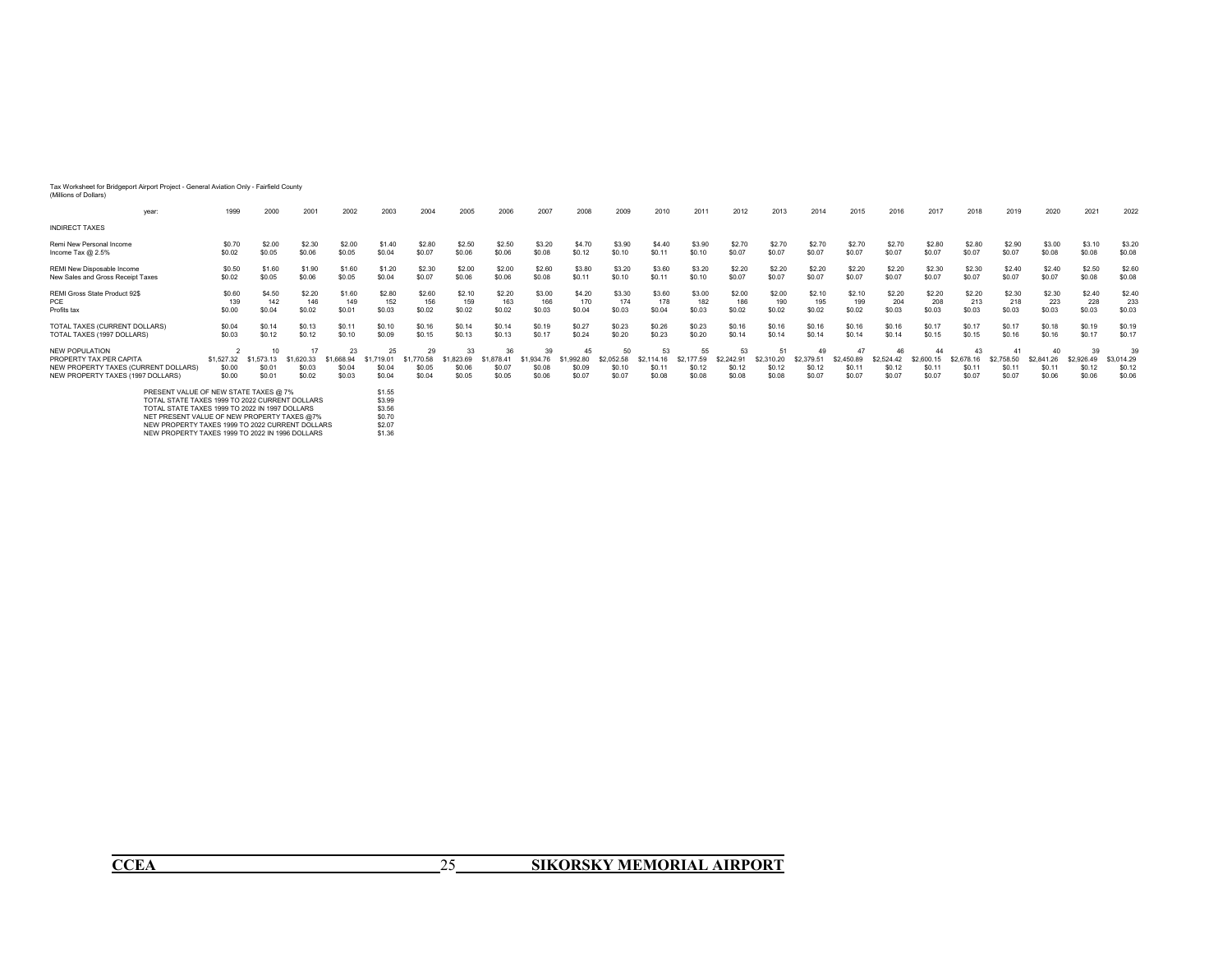Tax Worksheet for Bridgeport Airport Project - General Aviation Only - Fairfield County
(Millions of Dollars)

| year: | 1999 | 2000 | 2001 | 2002 | 2003 | 2004 | 2005 | 2006 | 2007 | 2008 | 2009 | 2010 | 2011 | 2012 | 2013 | 2014 | 2015 | 2016 | 2017 | 2018 | 2019 | 2020 | 2021 | 2022 |
|---|---|---|---|---|---|---|---|---|---|---|---|---|---|---|---|---|---|---|---|---|---|---|---|---|
| INDIRECT TAXES | | | | | | | | | | | | | | | | | | | | | | | | |
| Remi New Personal Income | $0.70 | $2.00 | $2.30 | $2.00 | $1.40 | $2.80 | $2.50 | $2.50 | $3.20 | $4.70 | $3.90 | $4.40 | $3.90 | $2.70 | $2.70 | $2.70 | $2.70 | $2.70 | $2.80 | $2.80 | $2.90 | $3.00 | $3.10 | $3.20 |
| Income Tax @ 2.5% | $0.02 | $0.05 | $0.06 | $0.05 | $0.04 | $0.07 | $0.06 | $0.06 | $0.08 | $0.12 | $0.10 | $0.11 | $0.10 | $0.07 | $0.07 | $0.07 | $0.07 | $0.07 | $0.07 | $0.07 | $0.07 | $0.08 | $0.08 | $0.08 |
| REMI New Disposable Income | $0.50 | $1.60 | $1.90 | $1.60 | $1.20 | $2.30 | $2.00 | $2.00 | $2.60 | $3.80 | $3.20 | $3.60 | $3.20 | $2.20 | $2.20 | $2.20 | $2.20 | $2.20 | $2.30 | $2.30 | $2.40 | $2.40 | $2.50 | $2.60 |
| New Sales and Gross Receipt Taxes | $0.02 | $0.05 | $0.06 | $0.05 | $0.04 | $0.07 | $0.06 | $0.06 | $0.08 | $0.11 | $0.10 | $0.11 | $0.10 | $0.07 | $0.07 | $0.07 | $0.07 | $0.07 | $0.07 | $0.07 | $0.07 | $0.07 | $0.08 | $0.08 |
| REMI Gross State Product 92$ | $0.60 | $4.50 | $2.20 | $1.60 | $2.80 | $2.60 | $2.10 | $2.20 | $3.00 | $4.20 | $3.30 | $3.60 | $3.00 | $2.00 | $2.00 | $2.10 | $2.10 | $2.20 | $2.20 | $2.20 | $2.30 | $2.30 | $2.40 | $2.40 |
| PCE | 139 | 142 | 146 | 149 | 152 | 156 | 159 | 163 | 166 | 170 | 174 | 178 | 182 | 186 | 190 | 195 | 199 | 204 | 208 | 213 | 218 | 223 | 228 | 233 |
| Profits tax | $0.00 | $0.04 | $0.02 | $0.01 | $0.03 | $0.02 | $0.02 | $0.02 | $0.03 | $0.04 | $0.03 | $0.04 | $0.03 | $0.02 | $0.02 | $0.02 | $0.02 | $0.03 | $0.03 | $0.03 | $0.03 | $0.03 | $0.03 | $0.03 |
| TOTAL TAXES (CURRENT DOLLARS) | $0.04 | $0.14 | $0.13 | $0.11 | $0.10 | $0.16 | $0.14 | $0.14 | $0.19 | $0.27 | $0.23 | $0.26 | $0.23 | $0.16 | $0.16 | $0.16 | $0.16 | $0.16 | $0.17 | $0.17 | $0.17 | $0.18 | $0.19 | $0.19 |
| TOTAL TAXES (1997 DOLLARS) | $0.03 | $0.12 | $0.12 | $0.10 | $0.09 | $0.15 | $0.13 | $0.13 | $0.17 | $0.24 | $0.20 | $0.23 | $0.20 | $0.14 | $0.14 | $0.14 | $0.14 | $0.14 | $0.15 | $0.15 | $0.16 | $0.16 | $0.17 | $0.17 |
| NEW POPULATION | 2 | 10 | 17 | 23 | 25 | 29 | 33 | 36 | 39 | 45 | 50 | 53 | 55 | 53 | 51 | 49 | 47 | 46 | 44 | 43 | 41 | 40 | 39 | 39 |
| PROPERTY TAX PER CAPITA | $1,527.32 | $1,573.13 | $1,620.33 | $1,668.94 | $1,719.01 | $1,770.58 | $1,823.69 | $1,878.41 | $1,934.76 | $1,992.80 | $2,052.58 | $2,114.16 | $2,177.59 | $2,242.91 | $2,310.20 | $2,379.51 | $2,450.89 | $2,524.42 | $2,600.15 | $2,678.16 | $2,758.50 | $2,841.26 | $2,926.49 | $3,014.29 |
| NEW PROPERTY TAXES (CURRENT DOLLARS) | $0.00 | $0.01 | $0.03 | $0.04 | $0.04 | $0.05 | $0.06 | $0.07 | $0.08 | $0.09 | $0.10 | $0.11 | $0.12 | $0.12 | $0.12 | $0.12 | $0.11 | $0.12 | $0.11 | $0.11 | $0.11 | $0.11 | $0.12 | $0.12 |
| NEW PROPERTY TAXES (1997 DOLLARS) | $0.00 | $0.01 | $0.02 | $0.03 | $0.04 | $0.04 | $0.05 | $0.05 | $0.06 | $0.07 | $0.07 | $0.08 | $0.08 | $0.08 | $0.08 | $0.07 | $0.07 | $0.07 | $0.07 | $0.07 | $0.07 | $0.06 | $0.06 | $0.06 |

| | |
|---|---|
| PRESENT VALUE OF NEW STATE TAXES @ 7% | $1.55 |
| TOTAL STATE TAXES 1999 TO 2022 CURRENT DOLLARS | $3.99 |
| TOTAL STATE TAXES 1999 TO 2022 IN 1997 DOLLARS | $3.56 |
| NET PRESENT VALUE OF NEW PROPERTY TAXES @7% | $0.70 |
| NEW PROPERTY TAXES 1999 TO 2022 CURRENT DOLLARS | $2.07 |
| NEW PROPERTY TAXES 1999 TO 2022 IN 1996 DOLLARS | $1.36 |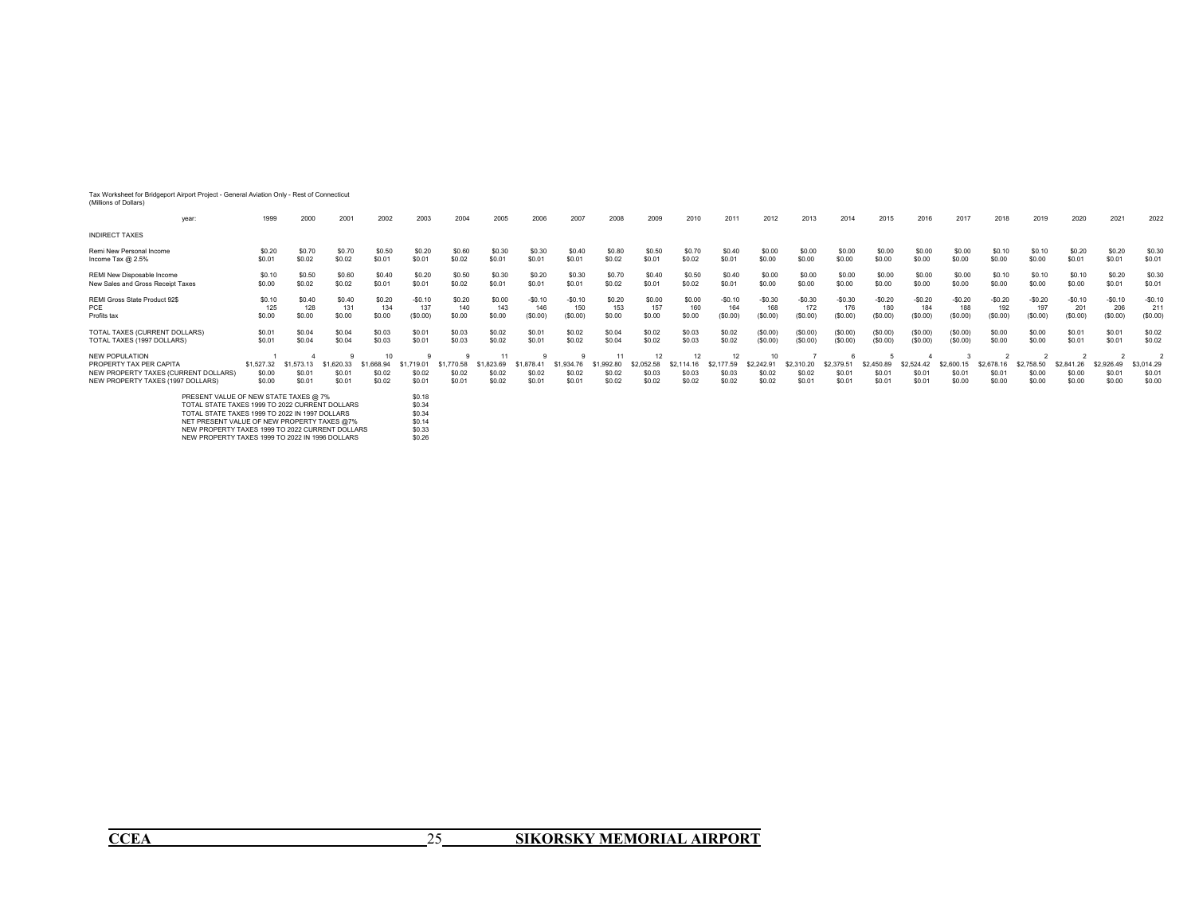Tax Worksheet for Bridgeport Airport Project - General Aviation Only - Rest of Connecticut
(Millions of Dollars)

| year: | 1999 | 2000 | 2001 | 2002 | 2003 | 2004 | 2005 | 2006 | 2007 | 2008 | 2009 | 2010 | 2011 | 2012 | 2013 | 2014 | 2015 | 2016 | 2017 | 2018 | 2019 | 2020 | 2021 | 2022 |
|---|---|---|---|---|---|---|---|---|---|---|---|---|---|---|---|---|---|---|---|---|---|---|---|---|
| INDIRECT TAXES | | | | | | | | | | | | | | | | | | | | | | | | |
| Remi New Personal Income | $0.20 | $0.70 | $0.70 | $0.50 | $0.20 | $0.60 | $0.30 | $0.30 | $0.40 | $0.80 | $0.50 | $0.70 | $0.40 | $0.00 | $0.00 | $0.00 | $0.00 | $0.00 | $0.00 | $0.10 | $0.10 | $0.20 | $0.20 | $0.30 |
| Income Tax @ 2.5% | $0.01 | $0.02 | $0.02 | $0.01 | $0.01 | $0.02 | $0.01 | $0.01 | $0.01 | $0.02 | $0.01 | $0.02 | $0.01 | $0.00 | $0.00 | $0.00 | $0.00 | $0.00 | $0.00 | $0.00 | $0.00 | $0.01 | $0.01 | $0.01 |
| REMI New Disposable Income | $0.10 | $0.50 | $0.60 | $0.40 | $0.20 | $0.50 | $0.30 | $0.20 | $0.30 | $0.70 | $0.40 | $0.50 | $0.40 | $0.00 | $0.00 | $0.00 | $0.00 | $0.00 | $0.00 | $0.10 | $0.10 | $0.10 | $0.20 | $0.30 |
| New Sales and Gross Receipt Taxes | $0.00 | $0.02 | $0.02 | $0.01 | $0.01 | $0.02 | $0.01 | $0.01 | $0.01 | $0.02 | $0.01 | $0.02 | $0.01 | $0.00 | $0.00 | $0.00 | $0.00 | $0.00 | $0.00 | $0.00 | $0.00 | $0.00 | $0.01 | $0.01 |
| REMI Gross State Product 92$ | $0.10 | $0.40 | $0.40 | $0.20 | -$0.10 | $0.20 | $0.00 | -$0.10 | -$0.10 | $0.20 | $0.00 | $0.00 | -$0.10 | -$0.30 | -$0.30 | -$0.30 | -$0.20 | -$0.20 | -$0.20 | -$0.20 | -$0.20 | -$0.10 | -$0.10 | -$0.10 |
| PCE | 125 | 128 | 131 | 134 | 137 | 140 | 143 | 146 | 150 | 153 | 157 | 160 | 164 | 168 | 172 | 176 | 180 | 184 | 188 | 192 | 197 | 201 | 206 | 211 |
| Profits tax | $0.00 | $0.00 | $0.00 | $0.00 | ($0.00) | $0.00 | $0.00 | ($0.00) | ($0.00) | $0.00 | $0.00 | $0.00 | ($0.00) | ($0.00) | ($0.00) | ($0.00) | ($0.00) | ($0.00) | ($0.00) | ($0.00) | ($0.00) | ($0.00) | ($0.00) | ($0.00) |
| TOTAL TAXES (CURRENT DOLLARS) | $0.01 | $0.04 | $0.04 | $0.03 | $0.01 | $0.03 | $0.02 | $0.01 | $0.02 | $0.04 | $0.02 | $0.03 | $0.02 | ($0.00) | ($0.00) | ($0.00) | ($0.00) | ($0.00) | ($0.00) | $0.00 | $0.00 | $0.01 | $0.01 | $0.02 |
| TOTAL TAXES (1997 DOLLARS) | $0.01 | $0.04 | $0.04 | $0.03 | $0.01 | $0.03 | $0.02 | $0.01 | $0.02 | $0.04 | $0.02 | $0.03 | $0.02 | ($0.00) | ($0.00) | ($0.00) | ($0.00) | ($0.00) | ($0.00) | $0.00 | $0.00 | $0.01 | $0.01 | $0.02 |
| NEW POPULATION | 1 | 4 | 9 | 10 | 9 | 9 | 11 | 9 | 9 | 11 | 12 | 12 | 12 | 10 | 7 | 6 | 5 | 4 | 3 | 2 | 2 | 2 | 2 | 2 |
| PROPERTY TAX PER CAPITA | $1,527.32 | $1,573.13 | $1,620.33 | $1,668.94 | $1,719.01 | $1,770.58 | $1,823.69 | $1,878.41 | $1,934.76 | $1,992.80 | $2,052.58 | $2,114.16 | $2,177.59 | $2,242.91 | $2,310.20 | $2,379.51 | $2,450.89 | $2,524.42 | $2,600.15 | $2,678.16 | $2,758.50 | $2,841.26 | $2,926.49 | $3,014.29 |
| NEW PROPERTY TAXES (CURRENT DOLLARS) | $0.00 | $0.01 | $0.01 | $0.02 | $0.02 | $0.02 | $0.02 | $0.02 | $0.02 | $0.02 | $0.03 | $0.03 | $0.03 | $0.02 | $0.02 | $0.01 | $0.01 | $0.01 | $0.01 | $0.01 | $0.00 | $0.00 | $0.01 | $0.01 |
| NEW PROPERTY TAXES (1997 DOLLARS) | $0.00 | $0.01 | $0.01 | $0.02 | $0.01 | $0.01 | $0.02 | $0.01 | $0.01 | $0.02 | $0.02 | $0.02 | $0.02 | $0.02 | $0.01 | $0.01 | $0.01 | $0.01 | $0.00 | $0.00 | $0.00 | $0.00 | $0.00 | $0.00 |

| | |
|---|---|
| PRESENT VALUE OF NEW STATE TAXES @ 7% | $0.18 |
| TOTAL STATE TAXES 1999 TO 2022 CURRENT DOLLARS | $0.34 |
| TOTAL STATE TAXES 1999 TO 2022 IN 1997 DOLLARS | $0.34 |
| NET PRESENT VALUE OF NEW PROPERTY TAXES @7% | $0.14 |
| NEW PROPERTY TAXES 1999 TO 2022 CURRENT DOLLARS | $0.33 |
| NEW PROPERTY TAXES 1999 TO 2022 IN 1996 DOLLARS | $0.26 |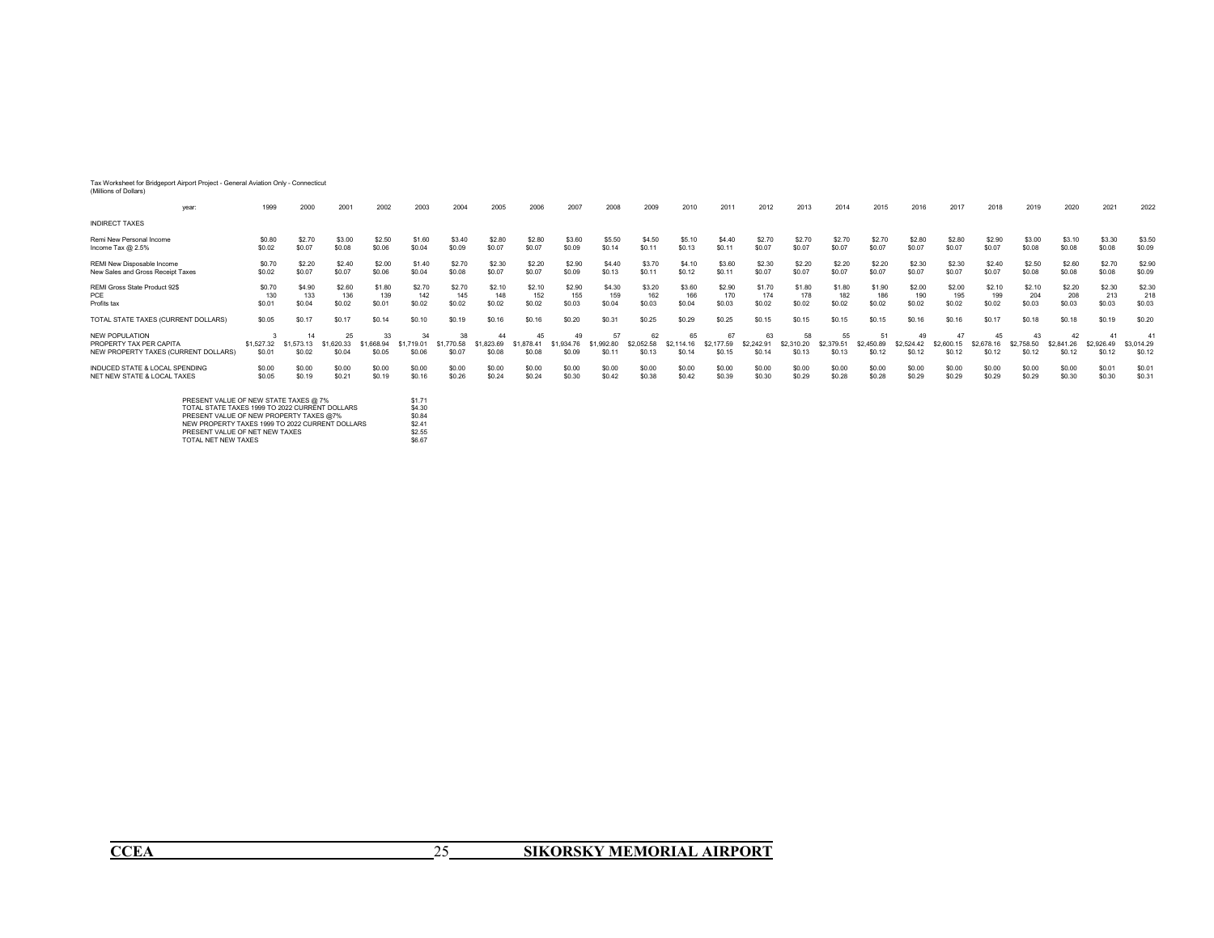Tax Worksheet for Bridgeport Airport Project - General Aviation Only - Connecticut
(Millions of Dollars)

| year: | 1999 | 2000 | 2001 | 2002 | 2003 | 2004 | 2005 | 2006 | 2007 | 2008 | 2009 | 2010 | 2011 | 2012 | 2013 | 2014 | 2015 | 2016 | 2017 | 2018 | 2019 | 2020 | 2021 | 2022 |
|---|---|---|---|---|---|---|---|---|---|---|---|---|---|---|---|---|---|---|---|---|---|---|---|---|
| INDIRECT TAXES | | | | | | | | | | | | | | | | | | | | | | | | |
| Remi New Personal Income | $0.80 | $2.70 | $3.00 | $2.50 | $1.60 | $3.40 | $2.80 | $2.80 | $3.60 | $5.50 | $4.50 | $5.10 | $4.40 | $2.70 | $2.70 | $2.70 | $2.70 | $2.80 | $2.80 | $2.90 | $3.00 | $3.10 | $3.30 | $3.50 |
| Income Tax @ 2.5% | $0.02 | $0.07 | $0.08 | $0.06 | $0.04 | $0.09 | $0.07 | $0.07 | $0.09 | $0.14 | $0.11 | $0.13 | $0.11 | $0.07 | $0.07 | $0.07 | $0.07 | $0.07 | $0.07 | $0.07 | $0.08 | $0.08 | $0.08 | $0.09 |
| REMI New Disposable Income | $0.70 | $2.20 | $2.40 | $2.00 | $1.40 | $2.70 | $2.30 | $2.20 | $2.90 | $4.40 | $3.70 | $4.10 | $3.60 | $2.30 | $2.20 | $2.20 | $2.20 | $2.30 | $2.30 | $2.40 | $2.50 | $2.60 | $2.70 | $2.90 |
| New Sales and Gross Receipt Taxes | $0.02 | $0.07 | $0.07 | $0.06 | $0.04 | $0.08 | $0.07 | $0.07 | $0.09 | $0.13 | $0.11 | $0.12 | $0.11 | $0.07 | $0.07 | $0.07 | $0.07 | $0.07 | $0.07 | $0.07 | $0.08 | $0.08 | $0.08 | $0.09 |
| REMI Gross State Product 92$ | $0.70 | $4.90 | $2.60 | $1.80 | $2.70 | $2.70 | $2.10 | $2.10 | $2.90 | $4.30 | $3.20 | $3.60 | $2.90 | $1.70 | $1.80 | $1.80 | $1.90 | $2.00 | $2.00 | $2.10 | $2.10 | $2.20 | $2.30 | $2.30 |
| PCE | 130 | 133 | 136 | 139 | 142 | 145 | 148 | 152 | 155 | 159 | 162 | 166 | 170 | 174 | 178 | 182 | 186 | 190 | 195 | 199 | 204 | 208 | 213 | 218 |
| Profits tax | $0.01 | $0.04 | $0.02 | $0.01 | $0.02 | $0.02 | $0.02 | $0.02 | $0.03 | $0.04 | $0.03 | $0.04 | $0.03 | $0.02 | $0.02 | $0.02 | $0.02 | $0.02 | $0.02 | $0.02 | $0.03 | $0.03 | $0.03 | $0.03 |
| TOTAL STATE TAXES (CURRENT DOLLARS) | $0.05 | $0.17 | $0.17 | $0.14 | $0.10 | $0.19 | $0.16 | $0.16 | $0.20 | $0.31 | $0.25 | $0.29 | $0.25 | $0.15 | $0.15 | $0.15 | $0.15 | $0.16 | $0.16 | $0.17 | $0.18 | $0.18 | $0.19 | $0.20 |
| NEW POPULATION | 3 | 14 | 25 | 33 | 34 | 38 | 44 | 45 | 49 | 57 | 62 | 65 | 67 | 63 | 58 | 55 | 51 | 49 | 47 | 45 | 43 | 42 | 41 | 41 |
| PROPERTY TAX PER CAPITA | $1,527.32 | $1,573.13 | $1,620.33 | $1,668.94 | $1,719.01 | $1,770.58 | $1,823.69 | $1,878.41 | $1,934.76 | $1,992.80 | $2,052.58 | $2,114.16 | $2,177.59 | $2,242.91 | $2,310.20 | $2,379.51 | $2,450.89 | $2,524.42 | $2,600.15 | $2,678.16 | $2,758.50 | $2,841.26 | $2,926.49 | $3,014.29 |
| NEW PROPERTY TAXES (CURRENT DOLLARS) | $0.01 | $0.02 | $0.04 | $0.05 | $0.06 | $0.07 | $0.08 | $0.08 | $0.09 | $0.11 | $0.13 | $0.14 | $0.15 | $0.14 | $0.13 | $0.13 | $0.12 | $0.12 | $0.12 | $0.12 | $0.12 | $0.12 | $0.12 | $0.12 |
| INDUCED STATE & LOCAL SPENDING | $0.00 | $0.00 | $0.00 | $0.00 | $0.00 | $0.00 | $0.00 | $0.00 | $0.00 | $0.00 | $0.00 | $0.00 | $0.00 | $0.00 | $0.00 | $0.00 | $0.00 | $0.00 | $0.00 | $0.00 | $0.00 | $0.00 | $0.01 | $0.01 |
| NET NEW STATE & LOCAL TAXES | $0.05 | $0.19 | $0.21 | $0.19 | $0.16 | $0.26 | $0.24 | $0.24 | $0.30 | $0.42 | $0.38 | $0.42 | $0.39 | $0.30 | $0.29 | $0.28 | $0.28 | $0.29 | $0.29 | $0.29 | $0.29 | $0.30 | $0.30 | $0.31 |

| | |
|---|---|
| PRESENT VALUE OF NEW STATE TAXES @ 7% | $1.71 |
| TOTAL STATE TAXES 1999 TO 2022 CURRENT DOLLARS | $4.30 |
| PRESENT VALUE OF NEW PROPERTY TAXES @7% | $0.84 |
| NEW PROPERTY TAXES 1999 TO 2022 CURRENT DOLLARS | $2.41 |
| PRESENT VALUE OF NET NEW TAXES | $2.55 |
| TOTAL NET NEW TAXES | $6.67 |